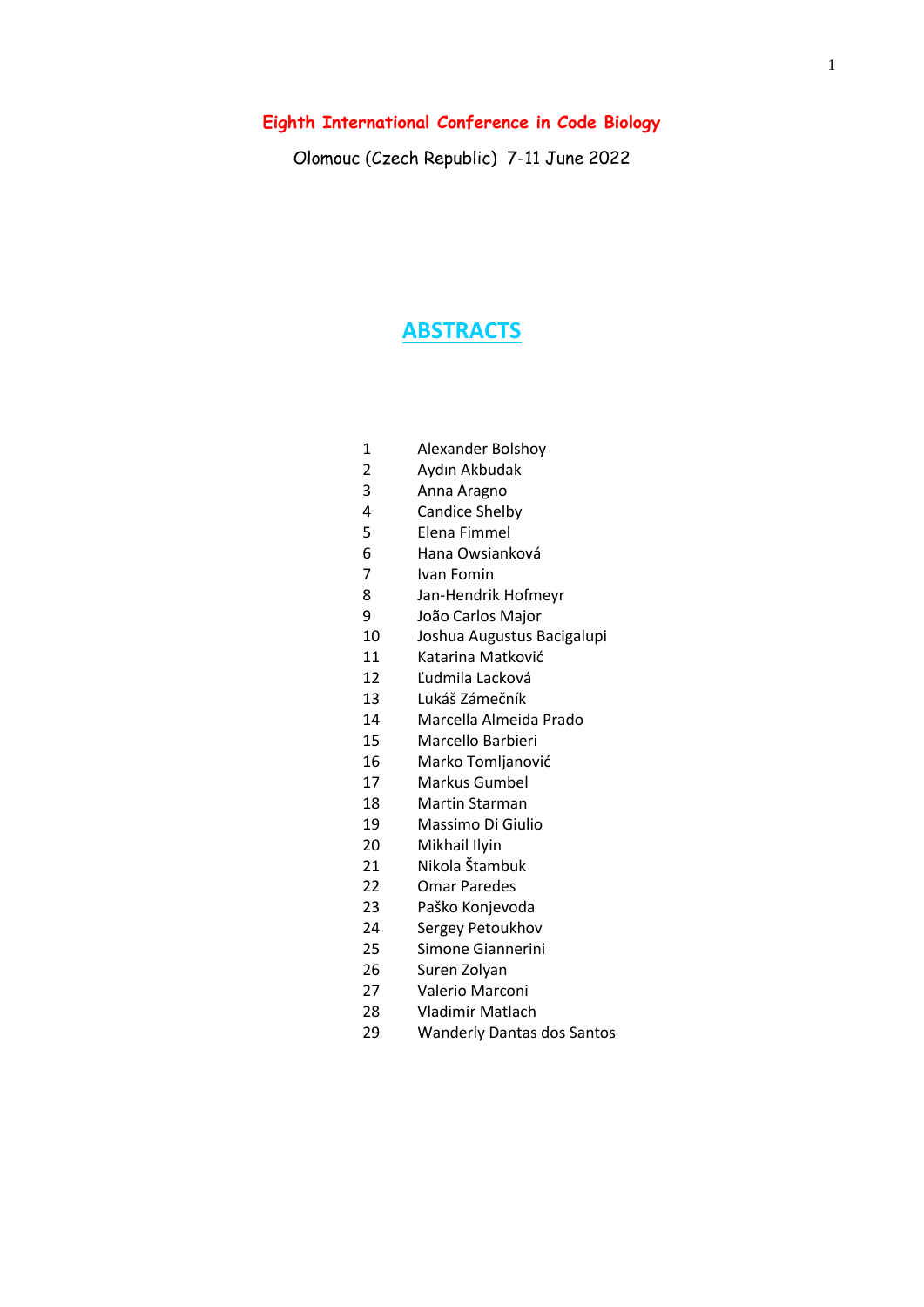# Eighth International Conference in Code Biology

Olomouc (Czech Republic) 7-11 June 2022

## ABSTRACTS

1. Alexander Bolshoy
2. Aydın Akbudak
3. Anna Aragno
4. Candice Shelby
5. Elena Fimmel
6. Hana Owsianková
7. Ivan Fomin
8. Jan-Hendrik Hofmeyr
9. João Carlos Major
10. Joshua Augustus Bacigalupi
11. Katarina Matković
12. Ľudmila Lacková
13. Lukáš Zámečník
14. Marcella Almeida Prado
15. Marcello Barbieri
16. Marko Tomljanović
17. Markus Gumbel
18. Martin Starman
19. Massimo Di Giulio
20. Mikhail Ilyin
21. Nikola Štambuk
22. Omar Paredes
23. Paško Konjevoda
24. Sergey Petoukhov
25. Simone Giannerini
26. Suren Zolyan
27. Valerio Marconi
28. Vladimír Matlach
29. Wanderly Dantas dos Santos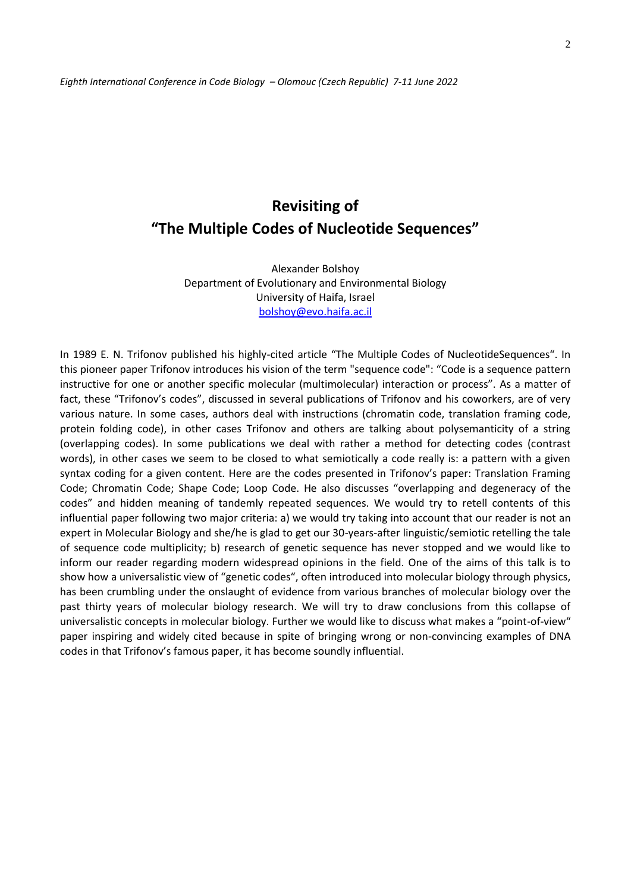# Revisiting of "The Multiple Codes of Nucleotide Sequences"

Alexander Bolshoy  
Department of Evolutionary and Environmental Biology  
University of Haifa, Israel  
bolshoy@evo.haifa.ac.il

In 1989 E. N. Trifonov published his highly-cited article "The Multiple Codes of NucleotideSequences". In this pioneer paper Trifonov introduces his vision of the term "sequence code": "Code is a sequence pattern instructive for one or another specific molecular (multimolecular) interaction or process". As a matter of fact, these "Trifonov's codes", discussed in several publications of Trifonov and his coworkers, are of very various nature. In some cases, authors deal with instructions (chromatin code, translation framing code, protein folding code), in other cases Trifonov and others are talking about polysemanticity of a string (overlapping codes). In some publications we deal with rather a method for detecting codes (contrast words), in other cases we seem to be closed to what semiotically a code really is: a pattern with a given syntax coding for a given content. Here are the codes presented in Trifonov's paper: Translation Framing Code; Chromatin Code; Shape Code; Loop Code. He also discusses "overlapping and degeneracy of the codes" and hidden meaning of tandemly repeated sequences. We would try to retell contents of this influential paper following two major criteria: a) we would try taking into account that our reader is not an expert in Molecular Biology and she/he is glad to get our 30-years-after linguistic/semiotic retelling the tale of sequence code multiplicity; b) research of genetic sequence has never stopped and we would like to inform our reader regarding modern widespread opinions in the field. One of the aims of this talk is to show how a universalistic view of "genetic codes", often introduced into molecular biology through physics, has been crumbling under the onslaught of evidence from various branches of molecular biology over the past thirty years of molecular biology research. We will try to draw conclusions from this collapse of universalistic concepts in molecular biology. Further we would like to discuss what makes a "point-of-view" paper inspiring and widely cited because in spite of bringing wrong or non-convincing examples of DNA codes in that Trifonov's famous paper, it has become soundly influential.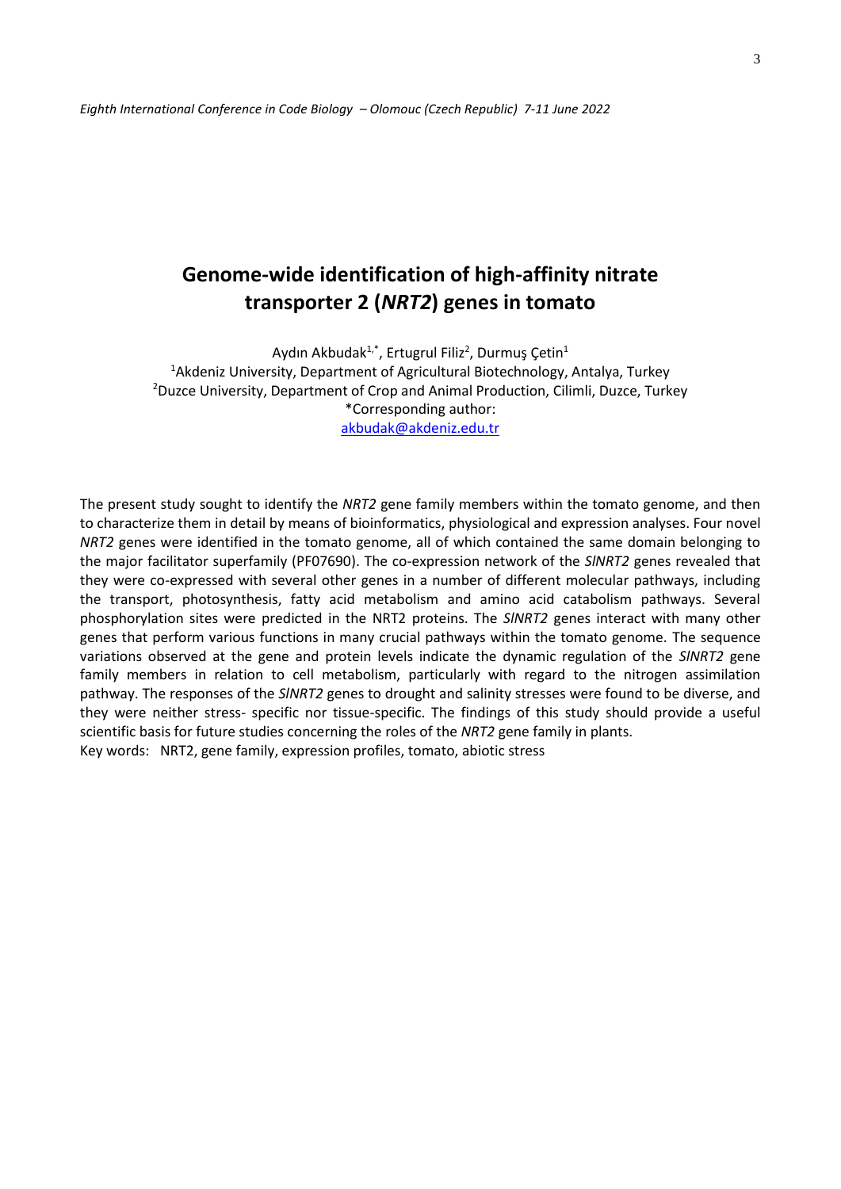# Genome-wide identification of high-affinity nitrate transporter 2 (*NRT2*) genes in tomato

Aydın Akbudak[1,*], Ertugrul Filiz[2], Durmuş Çetin[1]

[1]Akdeniz University, Department of Agricultural Biotechnology, Antalya, Turkey

[2]Duzce University, Department of Crop and Animal Production, Cilimli, Duzce, Turkey

*Corresponding author:
akbudak@akdeniz.edu.tr

The present study sought to identify the *NRT2* gene family members within the tomato genome, and then to characterize them in detail by means of bioinformatics, physiological and expression analyses. Four novel *NRT2* genes were identified in the tomato genome, all of which contained the same domain belonging to the major facilitator superfamily (PF07690). The co-expression network of the *SlNRT2* genes revealed that they were co-expressed with several other genes in a number of different molecular pathways, including the transport, photosynthesis, fatty acid metabolism and amino acid catabolism pathways. Several phosphorylation sites were predicted in the NRT2 proteins. The *SlNRT2* genes interact with many other genes that perform various functions in many crucial pathways within the tomato genome. The sequence variations observed at the gene and protein levels indicate the dynamic regulation of the *SlNRT2* gene family members in relation to cell metabolism, particularly with regard to the nitrogen assimilation pathway. The responses of the *SlNRT2* genes to drought and salinity stresses were found to be diverse, and they were neither stress- specific nor tissue-specific. The findings of this study should provide a useful scientific basis for future studies concerning the roles of the *NRT2* gene family in plants.

Key words: NRT2, gene family, expression profiles, tomato, abiotic stress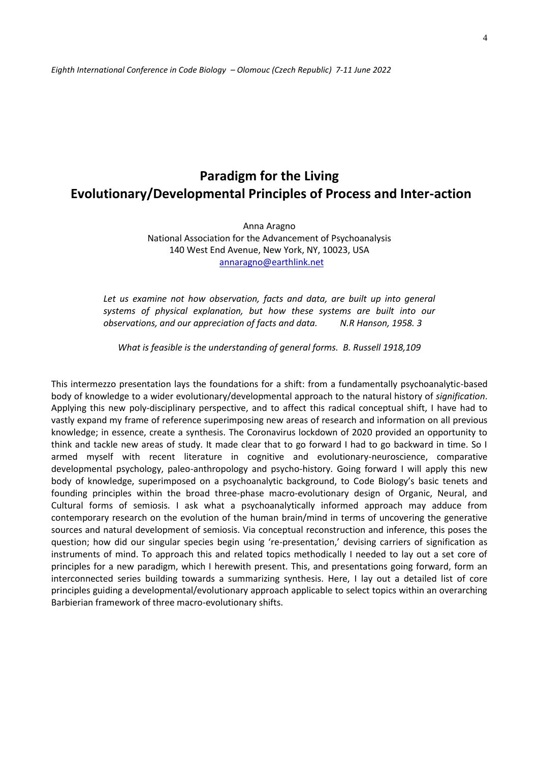# Paradigm for the Living
# Evolutionary/Developmental Principles of Process and Inter-action

Anna Aragno
National Association for the Advancement of Psychoanalysis
140 West End Avenue, New York, NY, 10023, USA
annaragno@earthlink.net

*Let us examine not how observation, facts and data, are built up into general systems of physical explanation, but how these systems are built into our observations, and our appreciation of facts and data.* *N.R Hanson, 1958. 3*

*What is feasible is the understanding of general forms. B. Russell 1918,109*

This intermezzo presentation lays the foundations for a shift: from a fundamentally psychoanalytic-based body of knowledge to a wider evolutionary/developmental approach to the natural history of *signification*. Applying this new poly-disciplinary perspective, and to affect this radical conceptual shift, I have had to vastly expand my frame of reference superimposing new areas of research and information on all previous knowledge; in essence, create a synthesis. The Coronavirus lockdown of 2020 provided an opportunity to think and tackle new areas of study. It made clear that to go forward I had to go backward in time. So I armed myself with recent literature in cognitive and evolutionary-neuroscience, comparative developmental psychology, paleo-anthropology and psycho-history. Going forward I will apply this new body of knowledge, superimposed on a psychoanalytic background, to Code Biology's basic tenets and founding principles within the broad three-phase macro-evolutionary design of Organic, Neural, and Cultural forms of semiosis. I ask what a psychoanalytically informed approach may adduce from contemporary research on the evolution of the human brain/mind in terms of uncovering the generative sources and natural development of semiosis. Via conceptual reconstruction and inference, this poses the question; how did our singular species begin using 're-presentation,' devising carriers of signification as instruments of mind. To approach this and related topics methodically I needed to lay out a set core of principles for a new paradigm, which I herewith present. This, and presentations going forward, form an interconnected series building towards a summarizing synthesis. Here, I lay out a detailed list of core principles guiding a developmental/evolutionary approach applicable to select topics within an overarching Barbierian framework of three macro-evolutionary shifts.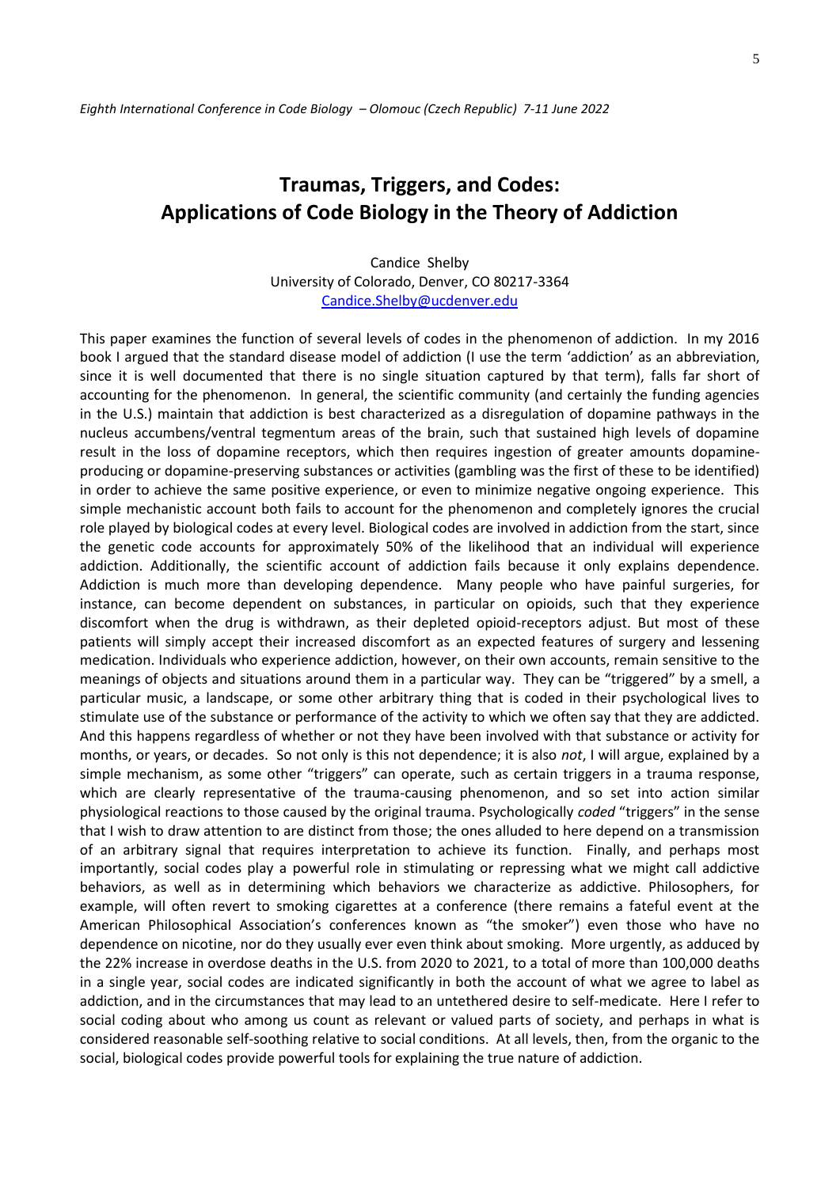# Traumas, Triggers, and Codes: Applications of Code Biology in the Theory of Addiction

Candice Shelby
University of Colorado, Denver, CO 80217-3364
Candice.Shelby@ucdenver.edu

This paper examines the function of several levels of codes in the phenomenon of addiction. In my 2016 book I argued that the standard disease model of addiction (I use the term 'addiction' as an abbreviation, since it is well documented that there is no single situation captured by that term), falls far short of accounting for the phenomenon. In general, the scientific community (and certainly the funding agencies in the U.S.) maintain that addiction is best characterized as a disregulation of dopamine pathways in the nucleus accumbens/ventral tegmentum areas of the brain, such that sustained high levels of dopamine result in the loss of dopamine receptors, which then requires ingestion of greater amounts dopamine-producing or dopamine-preserving substances or activities (gambling was the first of these to be identified) in order to achieve the same positive experience, or even to minimize negative ongoing experience. This simple mechanistic account both fails to account for the phenomenon and completely ignores the crucial role played by biological codes at every level. Biological codes are involved in addiction from the start, since the genetic code accounts for approximately 50% of the likelihood that an individual will experience addiction. Additionally, the scientific account of addiction fails because it only explains dependence. Addiction is much more than developing dependence. Many people who have painful surgeries, for instance, can become dependent on substances, in particular on opioids, such that they experience discomfort when the drug is withdrawn, as their depleted opioid-receptors adjust. But most of these patients will simply accept their increased discomfort as an expected features of surgery and lessening medication. Individuals who experience addiction, however, on their own accounts, remain sensitive to the meanings of objects and situations around them in a particular way. They can be "triggered" by a smell, a particular music, a landscape, or some other arbitrary thing that is coded in their psychological lives to stimulate use of the substance or performance of the activity to which we often say that they are addicted. And this happens regardless of whether or not they have been involved with that substance or activity for months, or years, or decades. So not only is this not dependence; it is also *not*, I will argue, explained by a simple mechanism, as some other "triggers" can operate, such as certain triggers in a trauma response, which are clearly representative of the trauma-causing phenomenon, and so set into action similar physiological reactions to those caused by the original trauma. Psychologically *coded* "triggers" in the sense that I wish to draw attention to are distinct from those; the ones alluded to here depend on a transmission of an arbitrary signal that requires interpretation to achieve its function. Finally, and perhaps most importantly, social codes play a powerful role in stimulating or repressing what we might call addictive behaviors, as well as in determining which behaviors we characterize as addictive. Philosophers, for example, will often revert to smoking cigarettes at a conference (there remains a fateful event at the American Philosophical Association's conferences known as "the smoker") even those who have no dependence on nicotine, nor do they usually ever even think about smoking. More urgently, as adduced by the 22% increase in overdose deaths in the U.S. from 2020 to 2021, to a total of more than 100,000 deaths in a single year, social codes are indicated significantly in both the account of what we agree to label as addiction, and in the circumstances that may lead to an untethered desire to self-medicate. Here I refer to social coding about who among us count as relevant or valued parts of society, and perhaps in what is considered reasonable self-soothing relative to social conditions. At all levels, then, from the organic to the social, biological codes provide powerful tools for explaining the true nature of addiction.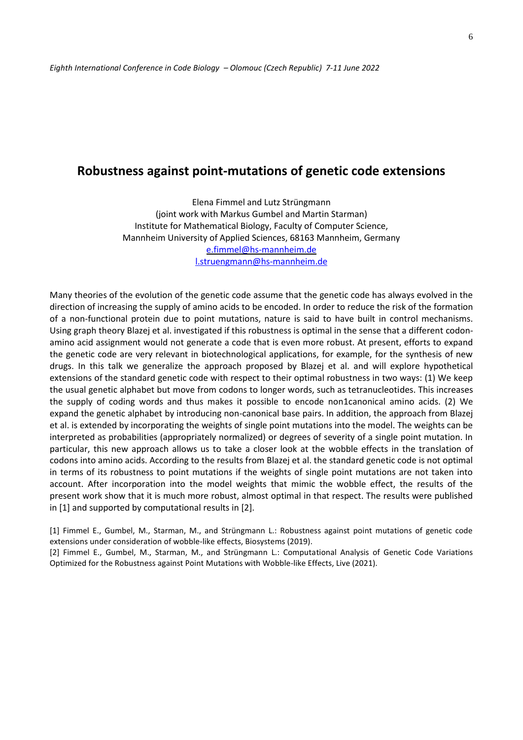# Robustness against point-mutations of genetic code extensions

Elena Fimmel and Lutz Strüngmann  
(joint work with Markus Gumbel and Martin Starman)  
Institute for Mathematical Biology, Faculty of Computer Science,  
Mannheim University of Applied Sciences, 68163 Mannheim, Germany  
e.fimmel@hs-mannheim.de  
l.struengmann@hs-mannheim.de

Many theories of the evolution of the genetic code assume that the genetic code has always evolved in the direction of increasing the supply of amino acids to be encoded. In order to reduce the risk of the formation of a non-functional protein due to point mutations, nature is said to have built in control mechanisms. Using graph theory Blazej et al. investigated if this robustness is optimal in the sense that a different codon-amino acid assignment would not generate a code that is even more robust. At present, efforts to expand the genetic code are very relevant in biotechnological applications, for example, for the synthesis of new drugs. In this talk we generalize the approach proposed by Blazej et al. and will explore hypothetical extensions of the standard genetic code with respect to their optimal robustness in two ways: (1) We keep the usual genetic alphabet but move from codons to longer words, such as tetranucleotides. This increases the supply of coding words and thus makes it possible to encode non1canonical amino acids. (2) We expand the genetic alphabet by introducing non-canonical base pairs. In addition, the approach from Blazej et al. is extended by incorporating the weights of single point mutations into the model. The weights can be interpreted as probabilities (appropriately normalized) or degrees of severity of a single point mutation. In particular, this new approach allows us to take a closer look at the wobble effects in the translation of codons into amino acids. According to the results from Blazej et al. the standard genetic code is not optimal in terms of its robustness to point mutations if the weights of single point mutations are not taken into account. After incorporation into the model weights that mimic the wobble effect, the results of the present work show that it is much more robust, almost optimal in that respect. The results were published in [1] and supported by computational results in [2].

[1] Fimmel E., Gumbel, M., Starman, M., and Strüngmann L.: Robustness against point mutations of genetic code extensions under consideration of wobble-like effects, Biosystems (2019).

[2] Fimmel E., Gumbel, M., Starman, M., and Strüngmann L.: Computational Analysis of Genetic Code Variations Optimized for the Robustness against Point Mutations with Wobble-like Effects, Live (2021).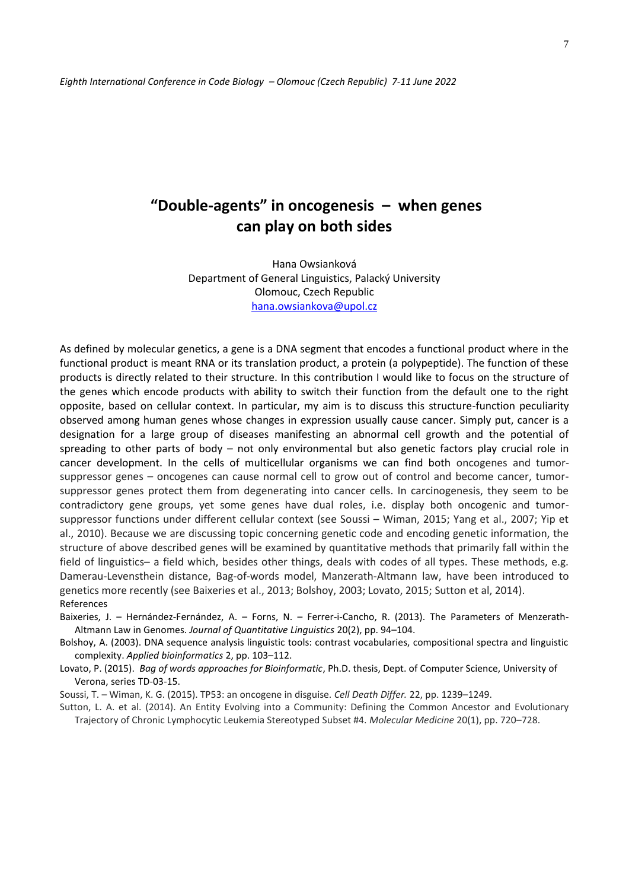# "Double-agents" in oncogenesis – when genes can play on both sides

Hana Owsianková
Department of General Linguistics, Palacký University
Olomouc, Czech Republic
hana.owsiankova@upol.cz

As defined by molecular genetics, a gene is a DNA segment that encodes a functional product where in the functional product is meant RNA or its translation product, a protein (a polypeptide). The function of these products is directly related to their structure. In this contribution I would like to focus on the structure of the genes which encode products with ability to switch their function from the default one to the right opposite, based on cellular context. In particular, my aim is to discuss this structure-function peculiarity observed among human genes whose changes in expression usually cause cancer. Simply put, cancer is a designation for a large group of diseases manifesting an abnormal cell growth and the potential of spreading to other parts of body – not only environmental but also genetic factors play crucial role in cancer development. In the cells of multicellular organisms we can find both oncogenes and tumor-suppressor genes – oncogenes can cause normal cell to grow out of control and become cancer, tumor-suppressor genes protect them from degenerating into cancer cells. In carcinogenesis, they seem to be contradictory gene groups, yet some genes have dual roles, i.e. display both oncogenic and tumor-suppressor functions under different cellular context (see Soussi – Wiman, 2015; Yang et al., 2007; Yip et al., 2010). Because we are discussing topic concerning genetic code and encoding genetic information, the structure of above described genes will be examined by quantitative methods that primarily fall within the field of linguistics– a field which, besides other things, deals with codes of all types. These methods, e.g. Damerau-Levensthein distance, Bag-of-words model, Manzerath-Altmann law, have been introduced to genetics more recently (see Baixeries et al., 2013; Bolshoy, 2003; Lovato, 2015; Sutton et al, 2014).

References

Baixeries, J. – Hernández-Fernández, A. – Forns, N. – Ferrer-i-Cancho, R. (2013). The Parameters of Menzerath-Altmann Law in Genomes. *Journal of Quantitative Linguistics* 20(2), pp. 94–104.

Bolshoy, A. (2003). DNA sequence analysis linguistic tools: contrast vocabularies, compositional spectra and linguistic complexity. *Applied bioinformatics* 2, pp. 103–112.

Lovato, P. (2015). *Bag of words approaches for Bioinformatic*, Ph.D. thesis, Dept. of Computer Science, University of Verona, series TD-03-15.

Soussi, T. – Wiman, K. G. (2015). TP53: an oncogene in disguise. *Cell Death Differ.* 22, pp. 1239–1249.

Sutton, L. A. et al. (2014). An Entity Evolving into a Community: Defining the Common Ancestor and Evolutionary Trajectory of Chronic Lymphocytic Leukemia Stereotyped Subset #4. *Molecular Medicine* 20(1), pp. 720–728.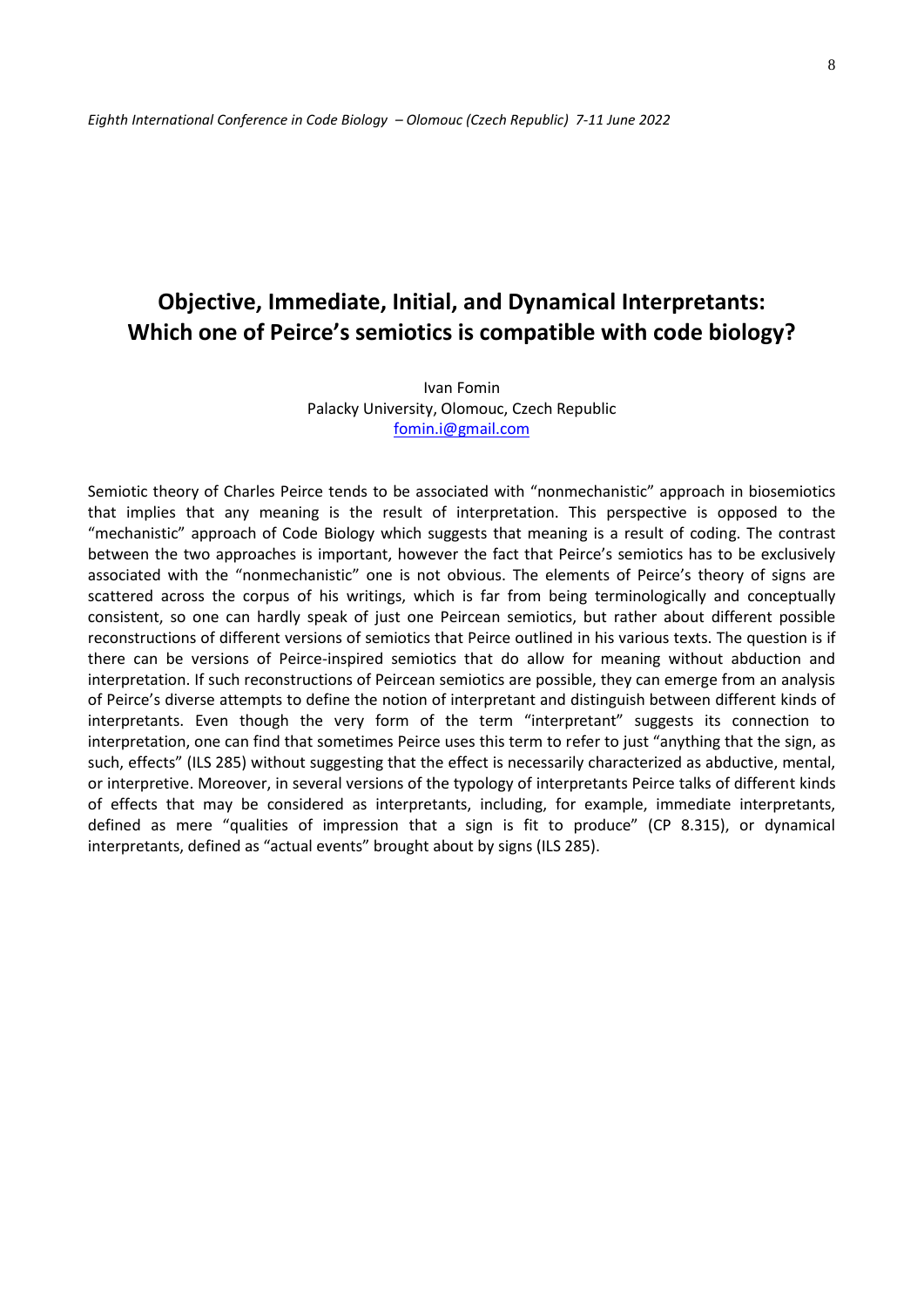# Objective, Immediate, Initial, and Dynamical Interpretants: Which one of Peirce's semiotics is compatible with code biology?

Ivan Fomin  
Palacky University, Olomouc, Czech Republic  
fomin.i@gmail.com

Semiotic theory of Charles Peirce tends to be associated with "nonmechanistic" approach in biosemiotics that implies that any meaning is the result of interpretation. This perspective is opposed to the "mechanistic" approach of Code Biology which suggests that meaning is a result of coding. The contrast between the two approaches is important, however the fact that Peirce's semiotics has to be exclusively associated with the "nonmechanistic" one is not obvious. The elements of Peirce's theory of signs are scattered across the corpus of his writings, which is far from being terminologically and conceptually consistent, so one can hardly speak of just one Peircean semiotics, but rather about different possible reconstructions of different versions of semiotics that Peirce outlined in his various texts. The question is if there can be versions of Peirce-inspired semiotics that do allow for meaning without abduction and interpretation. If such reconstructions of Peircean semiotics are possible, they can emerge from an analysis of Peirce's diverse attempts to define the notion of interpretant and distinguish between different kinds of interpretants. Even though the very form of the term "interpretant" suggests its connection to interpretation, one can find that sometimes Peirce uses this term to refer to just "anything that the sign, as such, effects" (ILS 285) without suggesting that the effect is necessarily characterized as abductive, mental, or interpretive. Moreover, in several versions of the typology of interpretants Peirce talks of different kinds of effects that may be considered as interpretants, including, for example, immediate interpretants, defined as mere "qualities of impression that a sign is fit to produce" (CP 8.315), or dynamical interpretants, defined as "actual events" brought about by signs (ILS 285).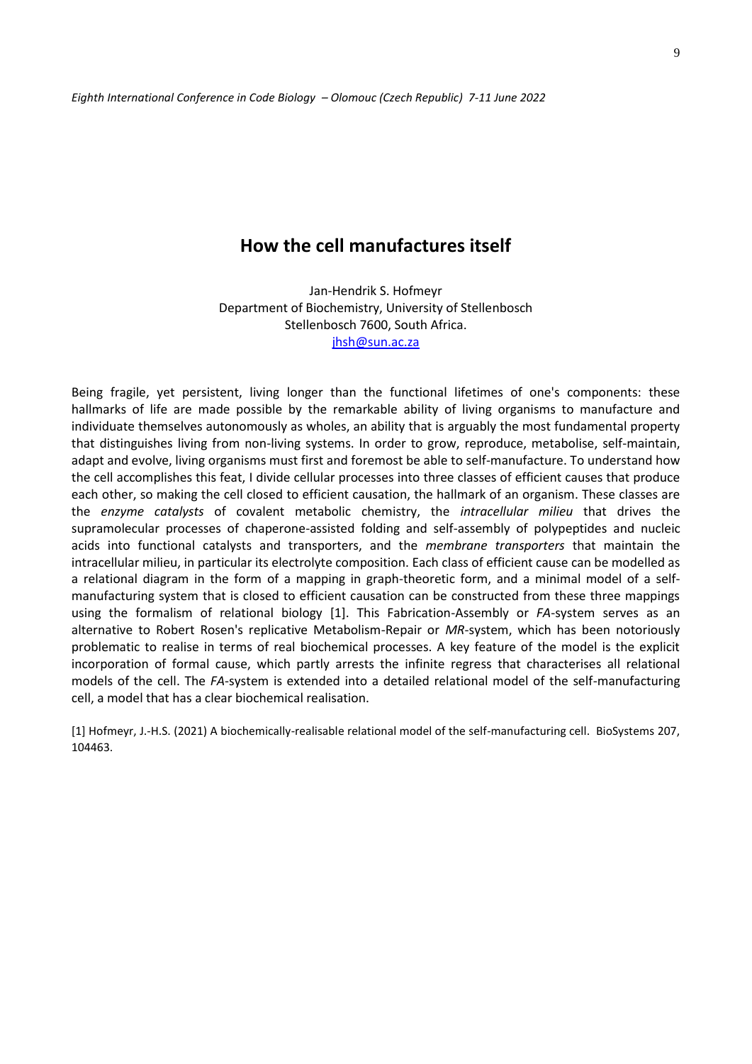# How the cell manufactures itself

Jan-Hendrik S. Hofmeyr
Department of Biochemistry, University of Stellenbosch
Stellenbosch 7600, South Africa.
jhsh@sun.ac.za

Being fragile, yet persistent, living longer than the functional lifetimes of one's components: these hallmarks of life are made possible by the remarkable ability of living organisms to manufacture and individuate themselves autonomously as wholes, an ability that is arguably the most fundamental property that distinguishes living from non-living systems. In order to grow, reproduce, metabolise, self-maintain, adapt and evolve, living organisms must first and foremost be able to self-manufacture. To understand how the cell accomplishes this feat, I divide cellular processes into three classes of efficient causes that produce each other, so making the cell closed to efficient causation, the hallmark of an organism. These classes are the *enzyme catalysts* of covalent metabolic chemistry, the *intracellular milieu* that drives the supramolecular processes of chaperone-assisted folding and self-assembly of polypeptides and nucleic acids into functional catalysts and transporters, and the *membrane transporters* that maintain the intracellular milieu, in particular its electrolyte composition. Each class of efficient cause can be modelled as a relational diagram in the form of a mapping in graph-theoretic form, and a minimal model of a self-manufacturing system that is closed to efficient causation can be constructed from these three mappings using the formalism of relational biology [1]. This Fabrication-Assembly or *FA*-system serves as an alternative to Robert Rosen's replicative Metabolism-Repair or *MR*-system, which has been notoriously problematic to realise in terms of real biochemical processes. A key feature of the model is the explicit incorporation of formal cause, which partly arrests the infinite regress that characterises all relational models of the cell. The *FA*-system is extended into a detailed relational model of the self-manufacturing cell, a model that has a clear biochemical realisation.

[1] Hofmeyr, J.-H.S. (2021) A biochemically-realisable relational model of the self-manufacturing cell. BioSystems 207, 104463.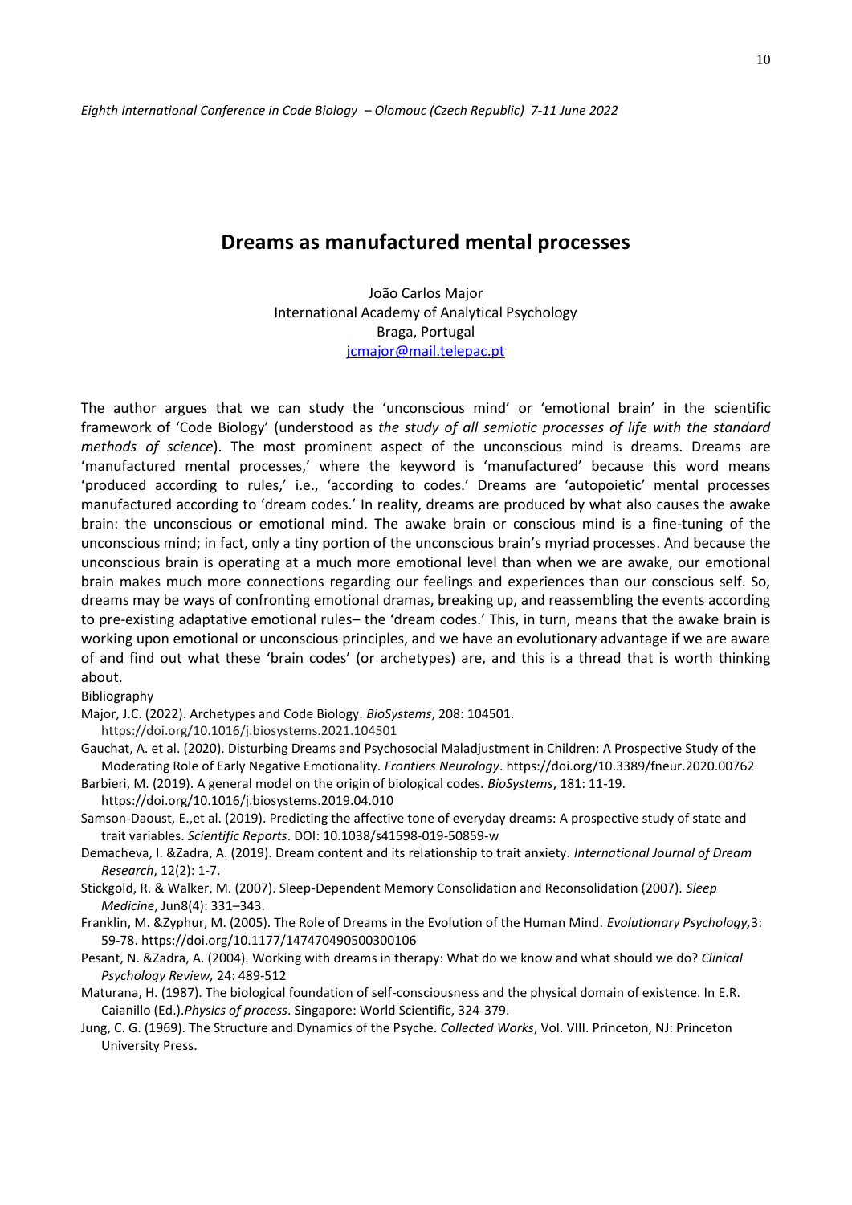# Dreams as manufactured mental processes

João Carlos Major
International Academy of Analytical Psychology
Braga, Portugal
jcmajor@mail.telepac.pt

The author argues that we can study the 'unconscious mind' or 'emotional brain' in the scientific framework of 'Code Biology' (understood as *the study of all semiotic processes of life with the standard methods of science*). The most prominent aspect of the unconscious mind is dreams. Dreams are 'manufactured mental processes,' where the keyword is 'manufactured' because this word means 'produced according to rules,' i.e., 'according to codes.' Dreams are 'autopoietic' mental processes manufactured according to 'dream codes.' In reality, dreams are produced by what also causes the awake brain: the unconscious or emotional mind. The awake brain or conscious mind is a fine-tuning of the unconscious mind; in fact, only a tiny portion of the unconscious brain's myriad processes. And because the unconscious brain is operating at a much more emotional level than when we are awake, our emotional brain makes much more connections regarding our feelings and experiences than our conscious self. So, dreams may be ways of confronting emotional dramas, breaking up, and reassembling the events according to pre-existing adaptative emotional rules– the 'dream codes.' This, in turn, means that the awake brain is working upon emotional or unconscious principles, and we have an evolutionary advantage if we are aware of and find out what these 'brain codes' (or archetypes) are, and this is a thread that is worth thinking about.

Bibliography

Major, J.C. (2022). Archetypes and Code Biology. *BioSystems*, 208: 104501. https://doi.org/10.1016/j.biosystems.2021.104501

Gauchat, A. et al. (2020). Disturbing Dreams and Psychosocial Maladjustment in Children: A Prospective Study of the Moderating Role of Early Negative Emotionality. *Frontiers Neurology*. https://doi.org/10.3389/fneur.2020.00762

Barbieri, M. (2019). A general model on the origin of biological codes. *BioSystems*, 181: 11-19. https://doi.org/10.1016/j.biosystems.2019.04.010

Samson-Daoust, E.,et al. (2019). Predicting the affective tone of everyday dreams: A prospective study of state and trait variables. *Scientific Reports*. DOI: 10.1038/s41598-019-50859-w

Demacheva, I. &Zadra, A. (2019). Dream content and its relationship to trait anxiety. *International Journal of Dream Research*, 12(2): 1-7.

Stickgold, R. & Walker, M. (2007). Sleep-Dependent Memory Consolidation and Reconsolidation (2007). *Sleep Medicine*, Jun8(4): 331–343.

Franklin, M. &Zyphur, M. (2005). The Role of Dreams in the Evolution of the Human Mind. *Evolutionary Psychology,*3: 59-78. https://doi.org/10.1177/147470490500300106

Pesant, N. &Zadra, A. (2004). Working with dreams in therapy: What do we know and what should we do? *Clinical Psychology Review,* 24: 489-512

Maturana, H. (1987). The biological foundation of self-consciousness and the physical domain of existence. In E.R. Caianillo (Ed.).*Physics of process*. Singapore: World Scientific, 324-379.

Jung, C. G. (1969). The Structure and Dynamics of the Psyche. *Collected Works*, Vol. VIII. Princeton, NJ: Princeton University Press.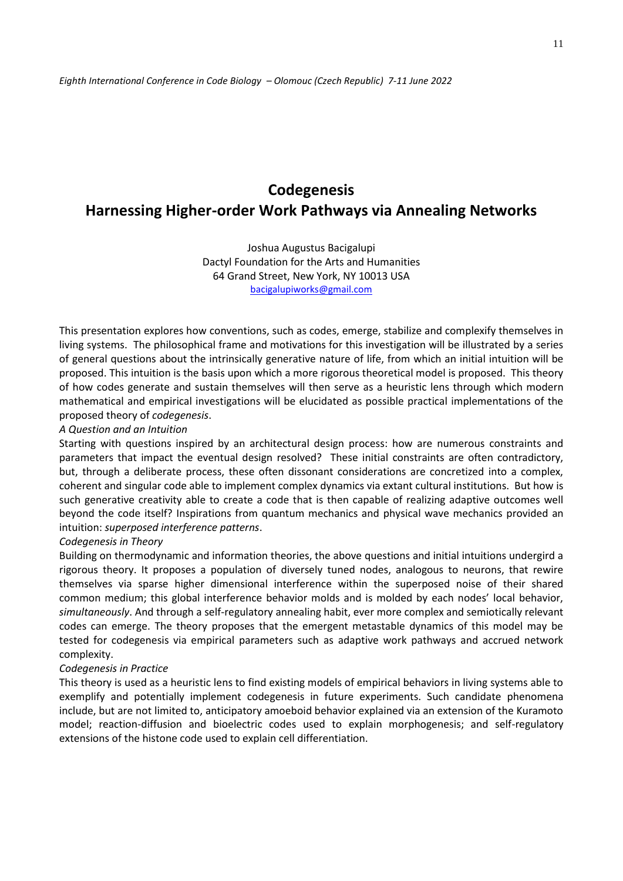# Codegenesis
# Harnessing Higher-order Work Pathways via Annealing Networks

Joshua Augustus Bacigalupi
Dactyl Foundation for the Arts and Humanities
64 Grand Street, New York, NY 10013 USA
bacigalupiworks@gmail.com

This presentation explores how conventions, such as codes, emerge, stabilize and complexify themselves in living systems. The philosophical frame and motivations for this investigation will be illustrated by a series of general questions about the intrinsically generative nature of life, from which an initial intuition will be proposed. This intuition is the basis upon which a more rigorous theoretical model is proposed. This theory of how codes generate and sustain themselves will then serve as a heuristic lens through which modern mathematical and empirical investigations will be elucidated as possible practical implementations of the proposed theory of *codegenesis*.

*A Question and an Intuition*

Starting with questions inspired by an architectural design process: how are numerous constraints and parameters that impact the eventual design resolved? These initial constraints are often contradictory, but, through a deliberate process, these often dissonant considerations are concretized into a complex, coherent and singular code able to implement complex dynamics via extant cultural institutions. But how is such generative creativity able to create a code that is then capable of realizing adaptive outcomes well beyond the code itself? Inspirations from quantum mechanics and physical wave mechanics provided an intuition: *superposed interference patterns*.

*Codegenesis in Theory*

Building on thermodynamic and information theories, the above questions and initial intuitions undergird a rigorous theory. It proposes a population of diversely tuned nodes, analogous to neurons, that rewire themselves via sparse higher dimensional interference within the superposed noise of their shared common medium; this global interference behavior molds and is molded by each nodes' local behavior, *simultaneously*. And through a self-regulatory annealing habit, ever more complex and semiotically relevant codes can emerge. The theory proposes that the emergent metastable dynamics of this model may be tested for codegenesis via empirical parameters such as adaptive work pathways and accrued network complexity.

*Codegenesis in Practice*

This theory is used as a heuristic lens to find existing models of empirical behaviors in living systems able to exemplify and potentially implement codegenesis in future experiments. Such candidate phenomena include, but are not limited to, anticipatory amoeboid behavior explained via an extension of the Kuramoto model; reaction-diffusion and bioelectric codes used to explain morphogenesis; and self-regulatory extensions of the histone code used to explain cell differentiation.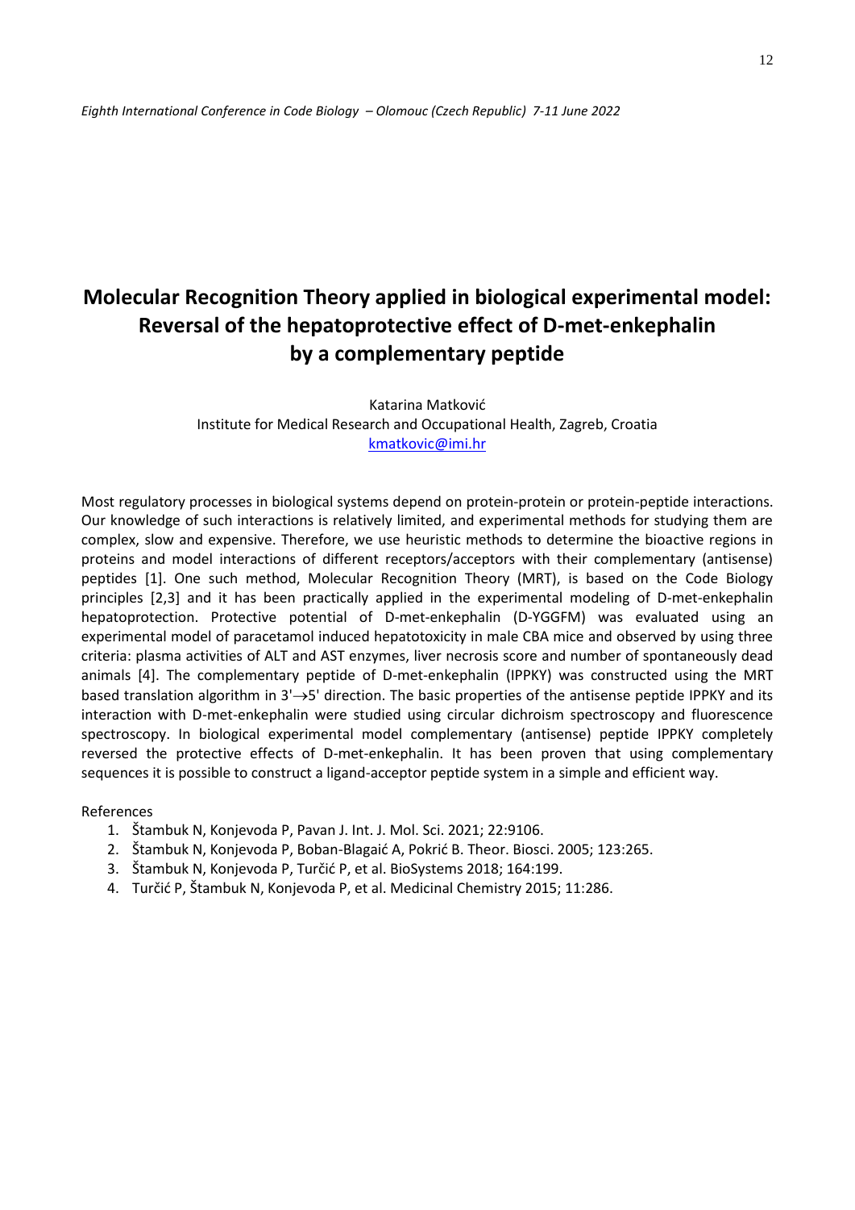# Molecular Recognition Theory applied in biological experimental model: Reversal of the hepatoprotective effect of D-met-enkephalin by a complementary peptide

Katarina Matković
Institute for Medical Research and Occupational Health, Zagreb, Croatia
kmatkovic@imi.hr

Most regulatory processes in biological systems depend on protein-protein or protein-peptide interactions. Our knowledge of such interactions is relatively limited, and experimental methods for studying them are complex, slow and expensive. Therefore, we use heuristic methods to determine the bioactive regions in proteins and model interactions of different receptors/acceptors with their complementary (antisense) peptides [1]. One such method, Molecular Recognition Theory (MRT), is based on the Code Biology principles [2,3] and it has been practically applied in the experimental modeling of D-met-enkephalin hepatoprotection. Protective potential of D-met-enkephalin (D-YGGFM) was evaluated using an experimental model of paracetamol induced hepatotoxicity in male CBA mice and observed by using three criteria: plasma activities of ALT and AST enzymes, liver necrosis score and number of spontaneously dead animals [4]. The complementary peptide of D-met-enkephalin (IPPKY) was constructed using the MRT based translation algorithm in 3'→5' direction. The basic properties of the antisense peptide IPPKY and its interaction with D-met-enkephalin were studied using circular dichroism spectroscopy and fluorescence spectroscopy. In biological experimental model complementary (antisense) peptide IPPKY completely reversed the protective effects of D-met-enkephalin. It has been proven that using complementary sequences it is possible to construct a ligand-acceptor peptide system in a simple and efficient way.

References

1. Štambuk N, Konjevoda P, Pavan J. Int. J. Mol. Sci. 2021; 22:9106.
2. Štambuk N, Konjevoda P, Boban-Blagaić A, Pokrić B. Theor. Biosci. 2005; 123:265.
3. Štambuk N, Konjevoda P, Turčić P, et al. BioSystems 2018; 164:199.
4. Turčić P, Štambuk N, Konjevoda P, et al. Medicinal Chemistry 2015; 11:286.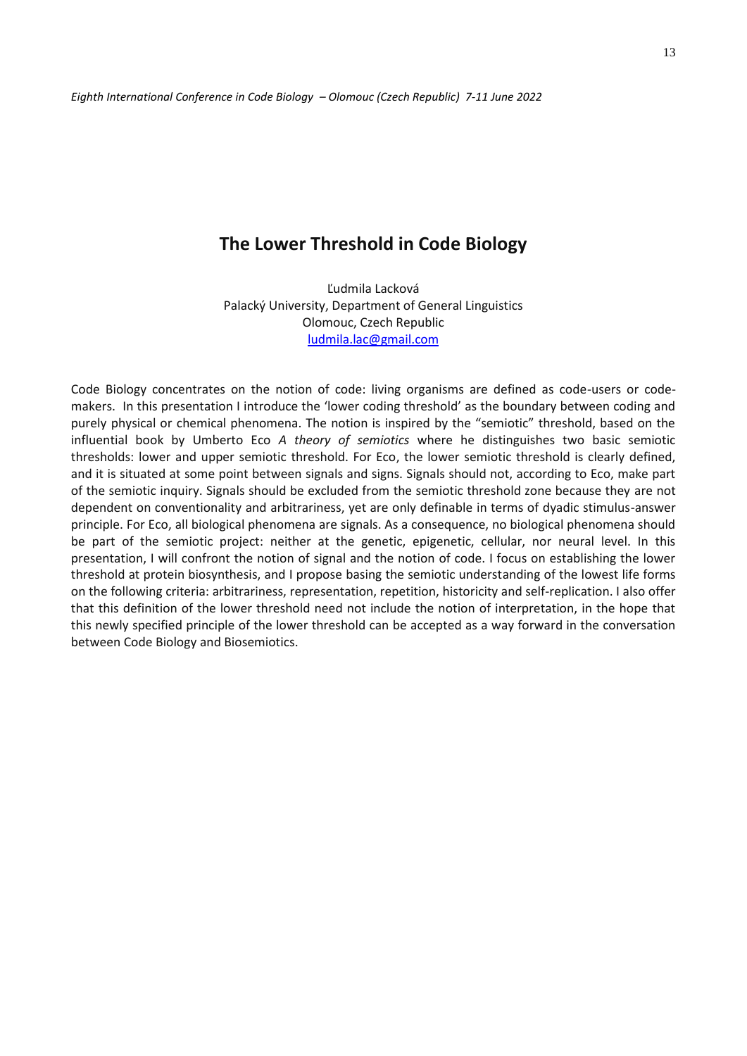# The Lower Threshold in Code Biology

Ľudmila Lacková
Palacký University, Department of General Linguistics
Olomouc, Czech Republic
ludmila.lac@gmail.com

Code Biology concentrates on the notion of code: living organisms are defined as code-users or code-makers. In this presentation I introduce the 'lower coding threshold' as the boundary between coding and purely physical or chemical phenomena. The notion is inspired by the "semiotic" threshold, based on the influential book by Umberto Eco *A theory of semiotics* where he distinguishes two basic semiotic thresholds: lower and upper semiotic threshold. For Eco, the lower semiotic threshold is clearly defined, and it is situated at some point between signals and signs. Signals should not, according to Eco, make part of the semiotic inquiry. Signals should be excluded from the semiotic threshold zone because they are not dependent on conventionality and arbitrariness, yet are only definable in terms of dyadic stimulus-answer principle. For Eco, all biological phenomena are signals. As a consequence, no biological phenomena should be part of the semiotic project: neither at the genetic, epigenetic, cellular, nor neural level. In this presentation, I will confront the notion of signal and the notion of code. I focus on establishing the lower threshold at protein biosynthesis, and I propose basing the semiotic understanding of the lowest life forms on the following criteria: arbitrariness, representation, repetition, historicity and self-replication. I also offer that this definition of the lower threshold need not include the notion of interpretation, in the hope that this newly specified principle of the lower threshold can be accepted as a way forward in the conversation between Code Biology and Biosemiotics.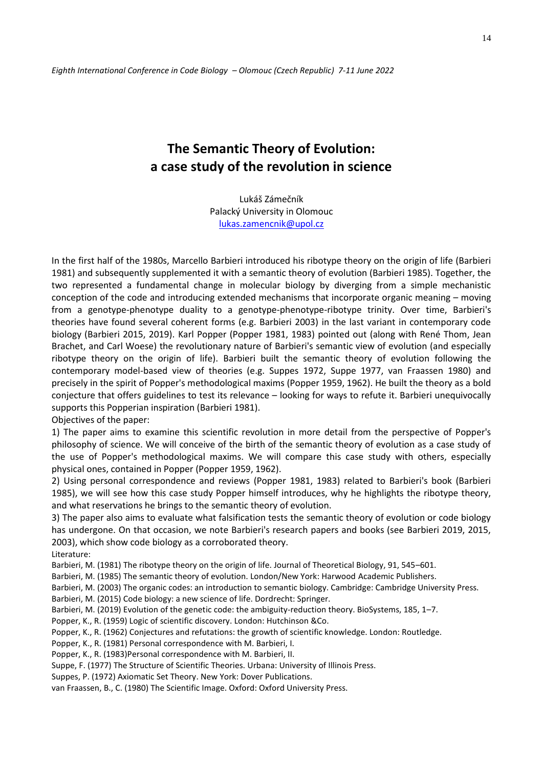# The Semantic Theory of Evolution: a case study of the revolution in science

Lukáš Zámečník
Palacký University in Olomouc
lukas.zamencnik@upol.cz

In the first half of the 1980s, Marcello Barbieri introduced his ribotype theory on the origin of life (Barbieri 1981) and subsequently supplemented it with a semantic theory of evolution (Barbieri 1985). Together, the two represented a fundamental change in molecular biology by diverging from a simple mechanistic conception of the code and introducing extended mechanisms that incorporate organic meaning – moving from a genotype-phenotype duality to a genotype-phenotype-ribotype trinity. Over time, Barbieri's theories have found several coherent forms (e.g. Barbieri 2003) in the last variant in contemporary code biology (Barbieri 2015, 2019). Karl Popper (Popper 1981, 1983) pointed out (along with René Thom, Jean Brachet, and Carl Woese) the revolutionary nature of Barbieri's semantic view of evolution (and especially ribotype theory on the origin of life). Barbieri built the semantic theory of evolution following the contemporary model-based view of theories (e.g. Suppes 1972, Suppe 1977, van Fraassen 1980) and precisely in the spirit of Popper's methodological maxims (Popper 1959, 1962). He built the theory as a bold conjecture that offers guidelines to test its relevance – looking for ways to refute it. Barbieri unequivocally supports this Popperian inspiration (Barbieri 1981).

Objectives of the paper:

1) The paper aims to examine this scientific revolution in more detail from the perspective of Popper's philosophy of science. We will conceive of the birth of the semantic theory of evolution as a case study of the use of Popper's methodological maxims. We will compare this case study with others, especially physical ones, contained in Popper (Popper 1959, 1962).

2) Using personal correspondence and reviews (Popper 1981, 1983) related to Barbieri's book (Barbieri 1985), we will see how this case study Popper himself introduces, why he highlights the ribotype theory, and what reservations he brings to the semantic theory of evolution.

3) The paper also aims to evaluate what falsification tests the semantic theory of evolution or code biology has undergone. On that occasion, we note Barbieri's research papers and books (see Barbieri 2019, 2015, 2003), which show code biology as a corroborated theory.

Literature:

Barbieri, M. (1981) The ribotype theory on the origin of life. Journal of Theoretical Biology, 91, 545–601.

Barbieri, M. (1985) The semantic theory of evolution. London/New York: Harwood Academic Publishers.

Barbieri, M. (2003) The organic codes: an introduction to semantic biology. Cambridge: Cambridge University Press.

Barbieri, M. (2015) Code biology: a new science of life. Dordrecht: Springer.

Barbieri, M. (2019) Evolution of the genetic code: the ambiguity-reduction theory. BioSystems, 185, 1–7.

Popper, K., R. (1959) Logic of scientific discovery. London: Hutchinson &Co.

Popper, K., R. (1962) Conjectures and refutations: the growth of scientific knowledge. London: Routledge.

Popper, K., R. (1981) Personal correspondence with M. Barbieri, I.

Popper, K., R. (1983)Personal correspondence with M. Barbieri, II.

Suppe, F. (1977) The Structure of Scientific Theories. Urbana: University of Illinois Press.

Suppes, P. (1972) Axiomatic Set Theory. New York: Dover Publications.

van Fraassen, B., C. (1980) The Scientific Image. Oxford: Oxford University Press.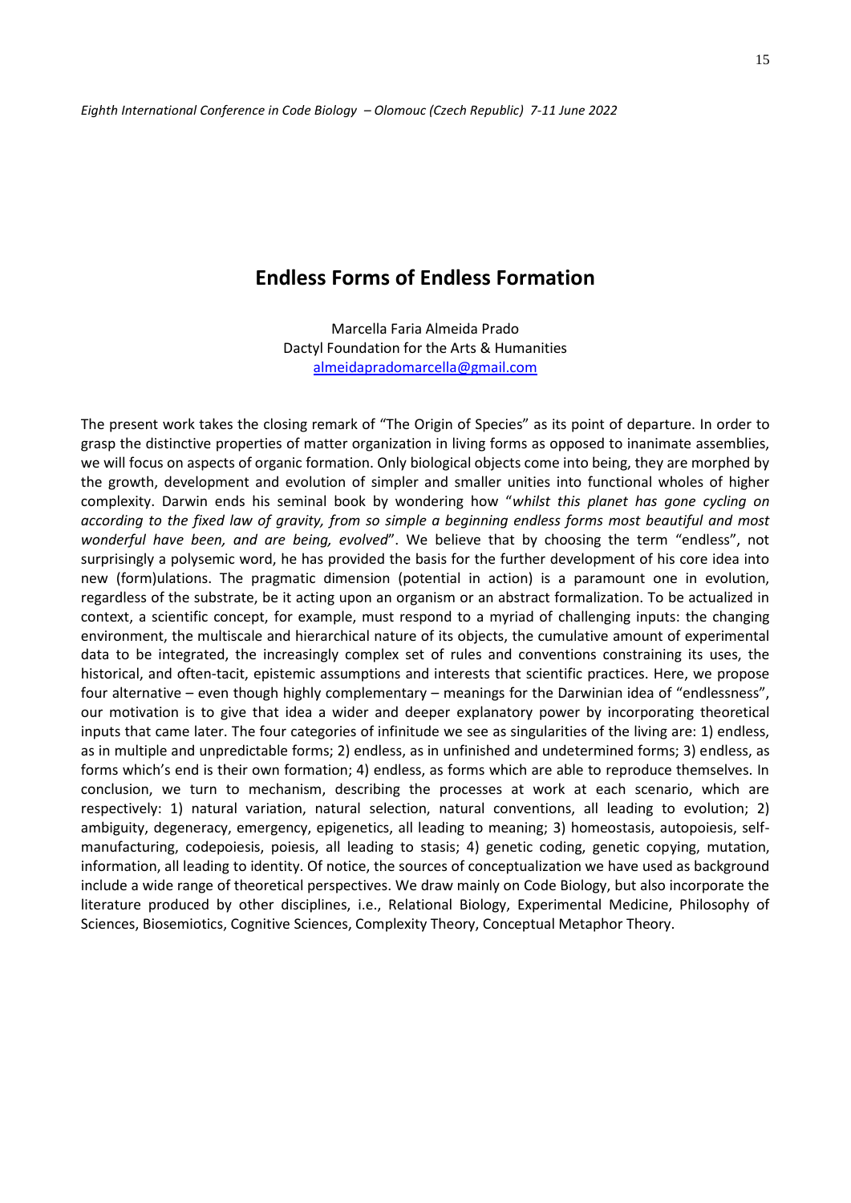# Endless Forms of Endless Formation

Marcella Faria Almeida Prado  
Dactyl Foundation for the Arts & Humanities  
almeidapradomarcella@gmail.com

The present work takes the closing remark of "The Origin of Species" as its point of departure. In order to grasp the distinctive properties of matter organization in living forms as opposed to inanimate assemblies, we will focus on aspects of organic formation. Only biological objects come into being, they are morphed by the growth, development and evolution of simpler and smaller unities into functional wholes of higher complexity. Darwin ends his seminal book by wondering how "*whilst this planet has gone cycling on according to the fixed law of gravity, from so simple a beginning endless forms most beautiful and most wonderful have been, and are being, evolved*". We believe that by choosing the term "endless", not surprisingly a polysemic word, he has provided the basis for the further development of his core idea into new (form)ulations. The pragmatic dimension (potential in action) is a paramount one in evolution, regardless of the substrate, be it acting upon an organism or an abstract formalization. To be actualized in context, a scientific concept, for example, must respond to a myriad of challenging inputs: the changing environment, the multiscale and hierarchical nature of its objects, the cumulative amount of experimental data to be integrated, the increasingly complex set of rules and conventions constraining its uses, the historical, and often-tacit, epistemic assumptions and interests that scientific practices. Here, we propose four alternative – even though highly complementary – meanings for the Darwinian idea of "endlessness", our motivation is to give that idea a wider and deeper explanatory power by incorporating theoretical inputs that came later. The four categories of infinitude we see as singularities of the living are: 1) endless, as in multiple and unpredictable forms; 2) endless, as in unfinished and undetermined forms; 3) endless, as forms which's end is their own formation; 4) endless, as forms which are able to reproduce themselves. In conclusion, we turn to mechanism, describing the processes at work at each scenario, which are respectively: 1) natural variation, natural selection, natural conventions, all leading to evolution; 2) ambiguity, degeneracy, emergency, epigenetics, all leading to meaning; 3) homeostasis, autopoiesis, self-manufacturing, codepoiesis, poiesis, all leading to stasis; 4) genetic coding, genetic copying, mutation, information, all leading to identity. Of notice, the sources of conceptualization we have used as background include a wide range of theoretical perspectives. We draw mainly on Code Biology, but also incorporate the literature produced by other disciplines, i.e., Relational Biology, Experimental Medicine, Philosophy of Sciences, Biosemiotics, Cognitive Sciences, Complexity Theory, Conceptual Metaphor Theory.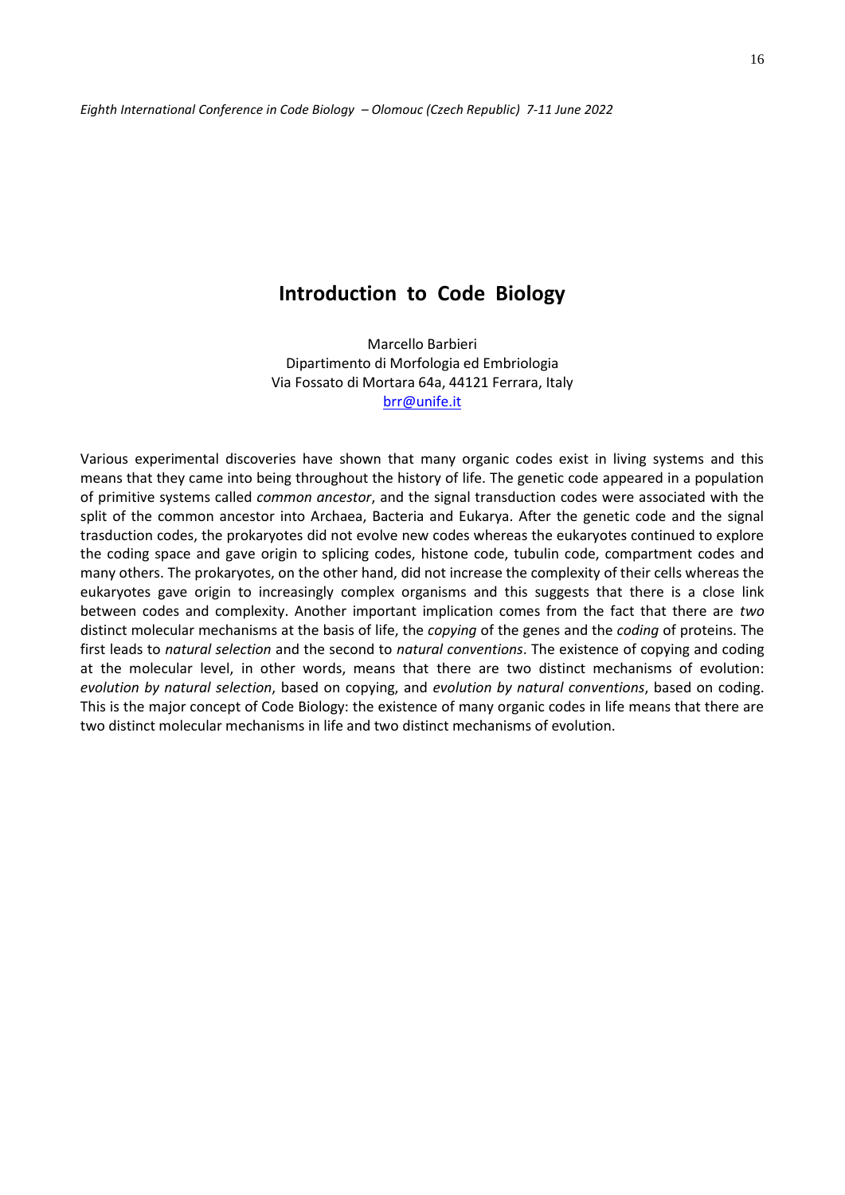# Introduction to Code Biology

Marcello Barbieri
Dipartimento di Morfologia ed Embriologia
Via Fossato di Mortara 64a, 44121 Ferrara, Italy
brr@unife.it

Various experimental discoveries have shown that many organic codes exist in living systems and this means that they came into being throughout the history of life. The genetic code appeared in a population of primitive systems called *common ancestor*, and the signal transduction codes were associated with the split of the common ancestor into Archaea, Bacteria and Eukarya. After the genetic code and the signal trasduction codes, the prokaryotes did not evolve new codes whereas the eukaryotes continued to explore the coding space and gave origin to splicing codes, histone code, tubulin code, compartment codes and many others. The prokaryotes, on the other hand, did not increase the complexity of their cells whereas the eukaryotes gave origin to increasingly complex organisms and this suggests that there is a close link between codes and complexity. Another important implication comes from the fact that there are *two* distinct molecular mechanisms at the basis of life, the *copying* of the genes and the *coding* of proteins. The first leads to *natural selection* and the second to *natural conventions*. The existence of copying and coding at the molecular level, in other words, means that there are two distinct mechanisms of evolution: *evolution by natural selection*, based on copying, and *evolution by natural conventions*, based on coding. This is the major concept of Code Biology: the existence of many organic codes in life means that there are two distinct molecular mechanisms in life and two distinct mechanisms of evolution.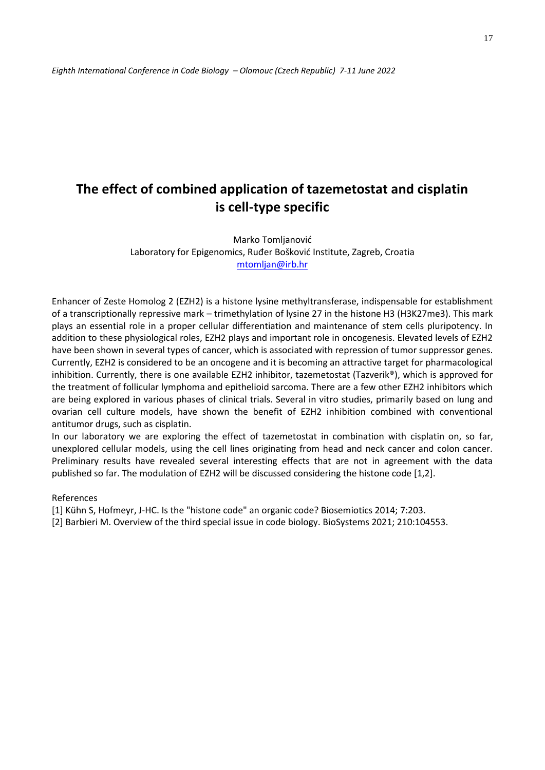# The effect of combined application of tazemetostat and cisplatin is cell-type specific

Marko Tomljanović
Laboratory for Epigenomics, Ruđer Bošković Institute, Zagreb, Croatia
mtomljan@irb.hr

Enhancer of Zeste Homolog 2 (EZH2) is a histone lysine methyltransferase, indispensable for establishment of a transcriptionally repressive mark – trimethylation of lysine 27 in the histone H3 (H3K27me3). This mark plays an essential role in a proper cellular differentiation and maintenance of stem cells pluripotency. In addition to these physiological roles, EZH2 plays and important role in oncogenesis. Elevated levels of EZH2 have been shown in several types of cancer, which is associated with repression of tumor suppressor genes. Currently, EZH2 is considered to be an oncogene and it is becoming an attractive target for pharmacological inhibition. Currently, there is one available EZH2 inhibitor, tazemetostat (Tazverik®), which is approved for the treatment of follicular lymphoma and epithelioid sarcoma. There are a few other EZH2 inhibitors which are being explored in various phases of clinical trials. Several in vitro studies, primarily based on lung and ovarian cell culture models, have shown the benefit of EZH2 inhibition combined with conventional antitumor drugs, such as cisplatin.

In our laboratory we are exploring the effect of tazemetostat in combination with cisplatin on, so far, unexplored cellular models, using the cell lines originating from head and neck cancer and colon cancer. Preliminary results have revealed several interesting effects that are not in agreement with the data published so far. The modulation of EZH2 will be discussed considering the histone code [1,2].

References

[1] Kühn S, Hofmeyr, J-HC. Is the "histone code" an organic code? Biosemiotics 2014; 7:203.

[2] Barbieri M. Overview of the third special issue in code biology. BioSystems 2021; 210:104553.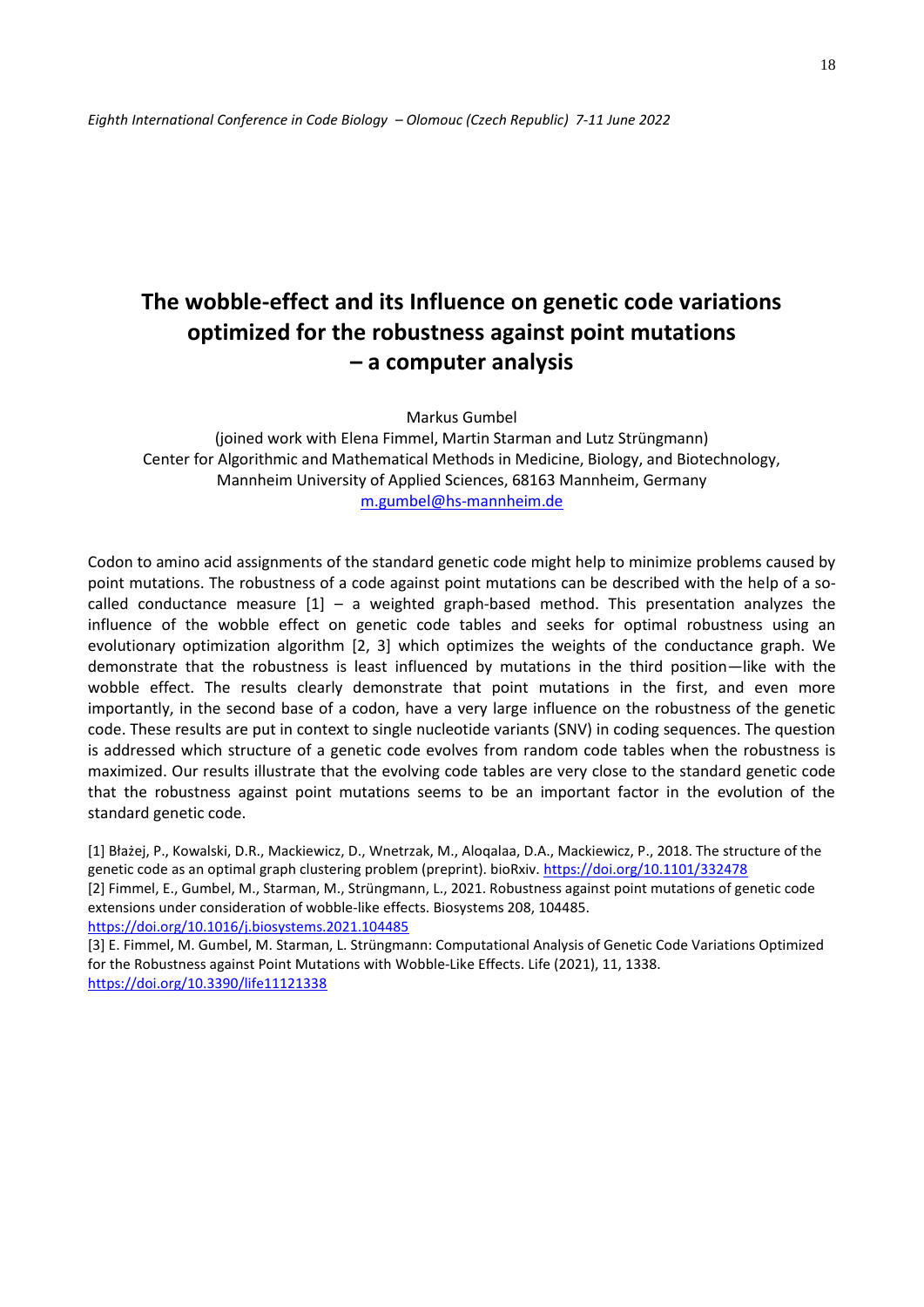# The wobble-effect and its Influence on genetic code variations optimized for the robustness against point mutations – a computer analysis

Markus Gumbel

(joined work with Elena Fimmel, Martin Starman and Lutz Strüngmann)
Center for Algorithmic and Mathematical Methods in Medicine, Biology, and Biotechnology,
Mannheim University of Applied Sciences, 68163 Mannheim, Germany
m.gumbel@hs-mannheim.de

Codon to amino acid assignments of the standard genetic code might help to minimize problems caused by point mutations. The robustness of a code against point mutations can be described with the help of a so-called conductance measure [1] – a weighted graph-based method. This presentation analyzes the influence of the wobble effect on genetic code tables and seeks for optimal robustness using an evolutionary optimization algorithm [2, 3] which optimizes the weights of the conductance graph. We demonstrate that the robustness is least influenced by mutations in the third position—like with the wobble effect. The results clearly demonstrate that point mutations in the first, and even more importantly, in the second base of a codon, have a very large influence on the robustness of the genetic code. These results are put in context to single nucleotide variants (SNV) in coding sequences. The question is addressed which structure of a genetic code evolves from random code tables when the robustness is maximized. Our results illustrate that the evolving code tables are very close to the standard genetic code that the robustness against point mutations seems to be an important factor in the evolution of the standard genetic code.

[1] Błażej, P., Kowalski, D.R., Mackiewicz, D., Wnetrzak, M., Aloqalaa, D.A., Mackiewicz, P., 2018. The structure of the genetic code as an optimal graph clustering problem (preprint). bioRxiv. https://doi.org/10.1101/332478

[2] Fimmel, E., Gumbel, M., Starman, M., Strüngmann, L., 2021. Robustness against point mutations of genetic code extensions under consideration of wobble-like effects. Biosystems 208, 104485. https://doi.org/10.1016/j.biosystems.2021.104485

[3] E. Fimmel, M. Gumbel, M. Starman, L. Strüngmann: Computational Analysis of Genetic Code Variations Optimized for the Robustness against Point Mutations with Wobble-Like Effects. Life (2021), 11, 1338. https://doi.org/10.3390/life11121338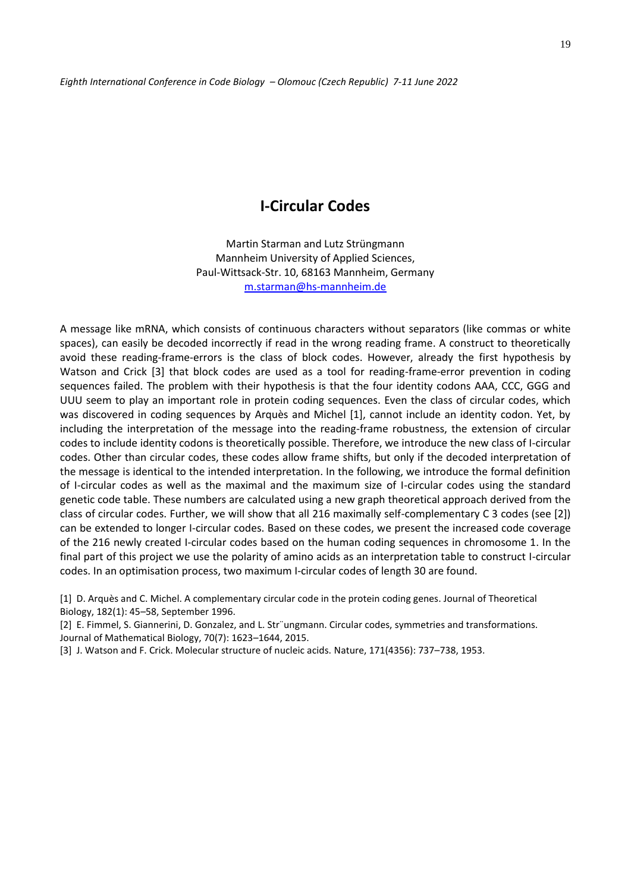# I-Circular Codes

Martin Starman and Lutz Strüngmann
Mannheim University of Applied Sciences,
Paul-Wittsack-Str. 10, 68163 Mannheim, Germany
m.starman@hs-mannheim.de

A message like mRNA, which consists of continuous characters without separators (like commas or white spaces), can easily be decoded incorrectly if read in the wrong reading frame. A construct to theoretically avoid these reading-frame-errors is the class of block codes. However, already the first hypothesis by Watson and Crick [3] that block codes are used as a tool for reading-frame-error prevention in coding sequences failed. The problem with their hypothesis is that the four identity codons AAA, CCC, GGG and UUU seem to play an important role in protein coding sequences. Even the class of circular codes, which was discovered in coding sequences by Arquès and Michel [1], cannot include an identity codon. Yet, by including the interpretation of the message into the reading-frame robustness, the extension of circular codes to include identity codons is theoretically possible. Therefore, we introduce the new class of I-circular codes. Other than circular codes, these codes allow frame shifts, but only if the decoded interpretation of the message is identical to the intended interpretation. In the following, we introduce the formal definition of I-circular codes as well as the maximal and the maximum size of I-circular codes using the standard genetic code table. These numbers are calculated using a new graph theoretical approach derived from the class of circular codes. Further, we will show that all 216 maximally self-complementary C 3 codes (see [2]) can be extended to longer I-circular codes. Based on these codes, we present the increased code coverage of the 216 newly created I-circular codes based on the human coding sequences in chromosome 1. In the final part of this project we use the polarity of amino acids as an interpretation table to construct I-circular codes. In an optimisation process, two maximum I-circular codes of length 30 are found.

[1] D. Arquès and C. Michel. A complementary circular code in the protein coding genes. Journal of Theoretical Biology, 182(1): 45–58, September 1996.

[2] E. Fimmel, S. Giannerini, D. Gonzalez, and L. Str¨ungmann. Circular codes, symmetries and transformations. Journal of Mathematical Biology, 70(7): 1623–1644, 2015.

[3] J. Watson and F. Crick. Molecular structure of nucleic acids. Nature, 171(4356): 737–738, 1953.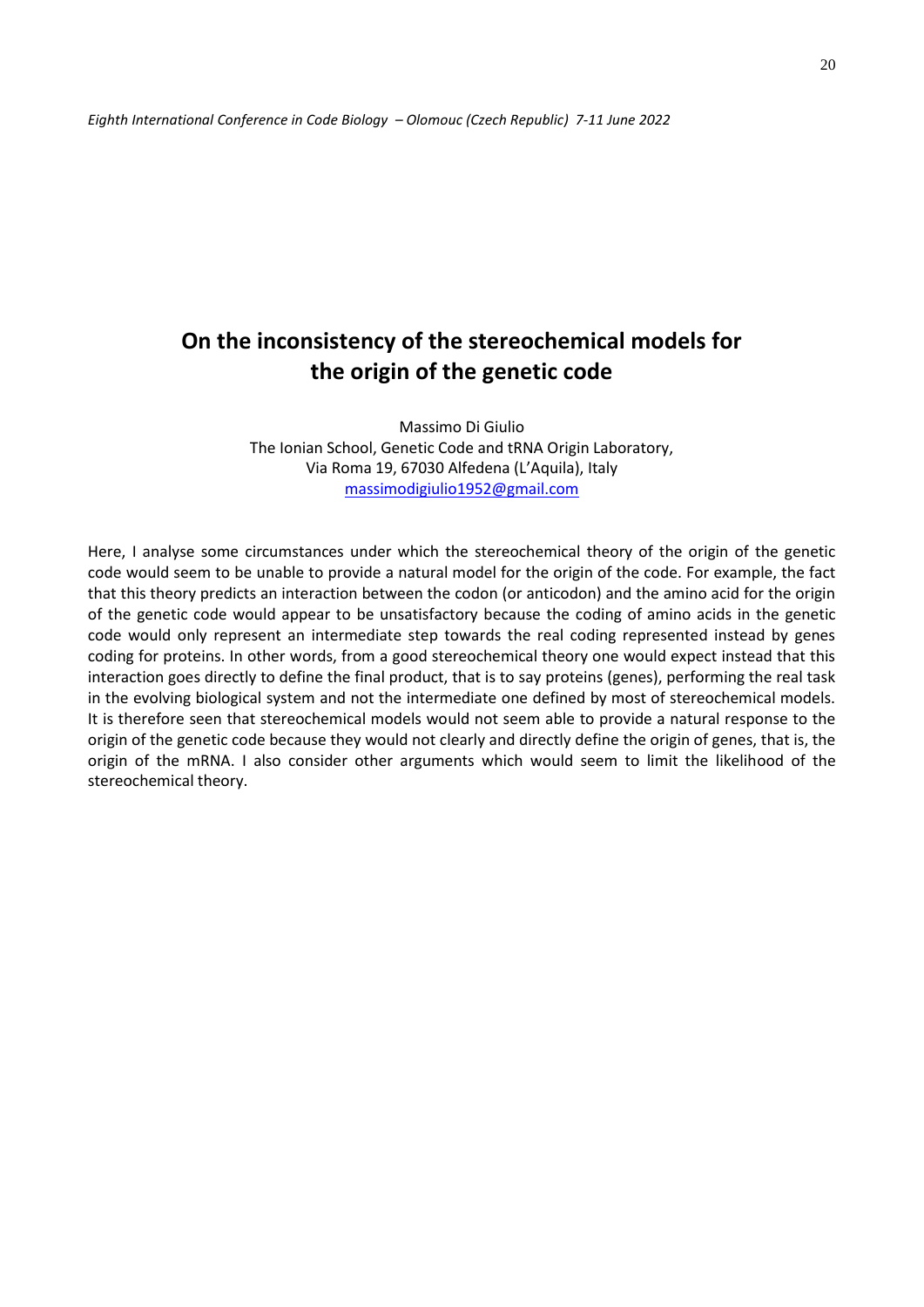# On the inconsistency of the stereochemical models for the origin of the genetic code

Massimo Di Giulio  
The Ionian School, Genetic Code and tRNA Origin Laboratory,  
Via Roma 19, 67030 Alfedena (L'Aquila), Italy  
massimodigiulio1952@gmail.com

Here, I analyse some circumstances under which the stereochemical theory of the origin of the genetic code would seem to be unable to provide a natural model for the origin of the code. For example, the fact that this theory predicts an interaction between the codon (or anticodon) and the amino acid for the origin of the genetic code would appear to be unsatisfactory because the coding of amino acids in the genetic code would only represent an intermediate step towards the real coding represented instead by genes coding for proteins. In other words, from a good stereochemical theory one would expect instead that this interaction goes directly to define the final product, that is to say proteins (genes), performing the real task in the evolving biological system and not the intermediate one defined by most of stereochemical models. It is therefore seen that stereochemical models would not seem able to provide a natural response to the origin of the genetic code because they would not clearly and directly define the origin of genes, that is, the origin of the mRNA. I also consider other arguments which would seem to limit the likelihood of the stereochemical theory.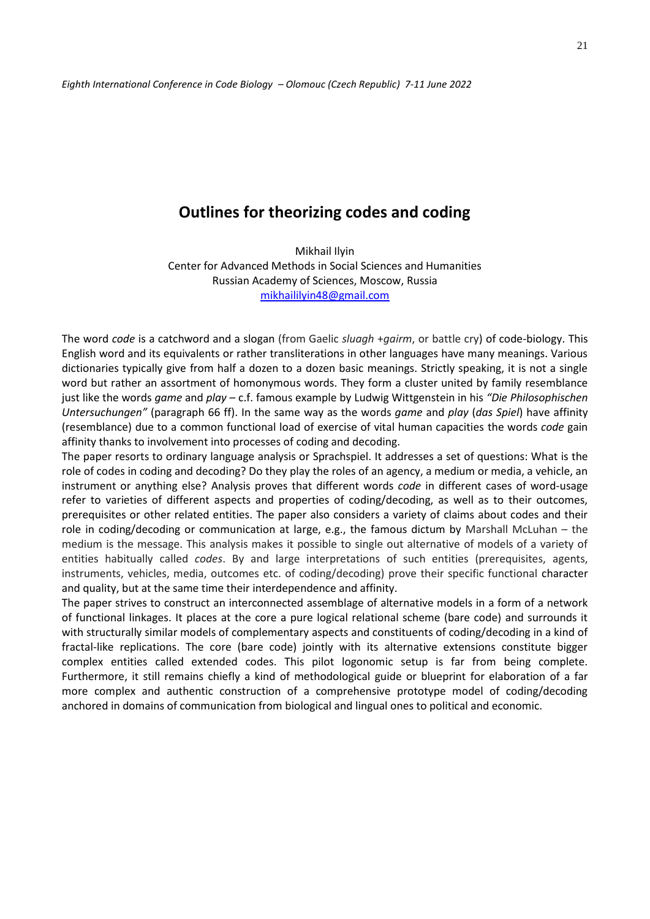# Outlines for theorizing codes and coding

Mikhail Ilyin
Center for Advanced Methods in Social Sciences and Humanities
Russian Academy of Sciences, Moscow, Russia
mikhaililyin48@gmail.com

The word *code* is a catchword and a slogan (from Gaelic *sluagh* +*gairm*, or battle cry) of code-biology. This English word and its equivalents or rather transliterations in other languages have many meanings. Various dictionaries typically give from half a dozen to a dozen basic meanings. Strictly speaking, it is not a single word but rather an assortment of homonymous words. They form a cluster united by family resemblance just like the words *game* and *play* – c.f. famous example by Ludwig Wittgenstein in his *"Die Philosophischen Untersuchungen"* (paragraph 66 ff). In the same way as the words *game* and *play* (*das Spiel*) have affinity (resemblance) due to a common functional load of exercise of vital human capacities the words *code* gain affinity thanks to involvement into processes of coding and decoding.

The paper resorts to ordinary language analysis or Sprachspiel. It addresses a set of questions: What is the role of codes in coding and decoding? Do they play the roles of an agency, a medium or media, a vehicle, an instrument or anything else? Analysis proves that different words *code* in different cases of word-usage refer to varieties of different aspects and properties of coding/decoding, as well as to their outcomes, prerequisites or other related entities. The paper also considers a variety of claims about codes and their role in coding/decoding or communication at large, e.g., the famous dictum by Marshall McLuhan – the medium is the message. This analysis makes it possible to single out alternative of models of a variety of entities habitually called *codes*. By and large interpretations of such entities (prerequisites, agents, instruments, vehicles, media, outcomes etc. of coding/decoding) prove their specific functional character and quality, but at the same time their interdependence and affinity.

The paper strives to construct an interconnected assemblage of alternative models in a form of a network of functional linkages. It places at the core a pure logical relational scheme (bare code) and surrounds it with structurally similar models of complementary aspects and constituents of coding/decoding in a kind of fractal-like replications. The core (bare code) jointly with its alternative extensions constitute bigger complex entities called extended codes. This pilot logonomic setup is far from being complete. Furthermore, it still remains chiefly a kind of methodological guide or blueprint for elaboration of a far more complex and authentic construction of a comprehensive prototype model of coding/decoding anchored in domains of communication from biological and lingual ones to political and economic.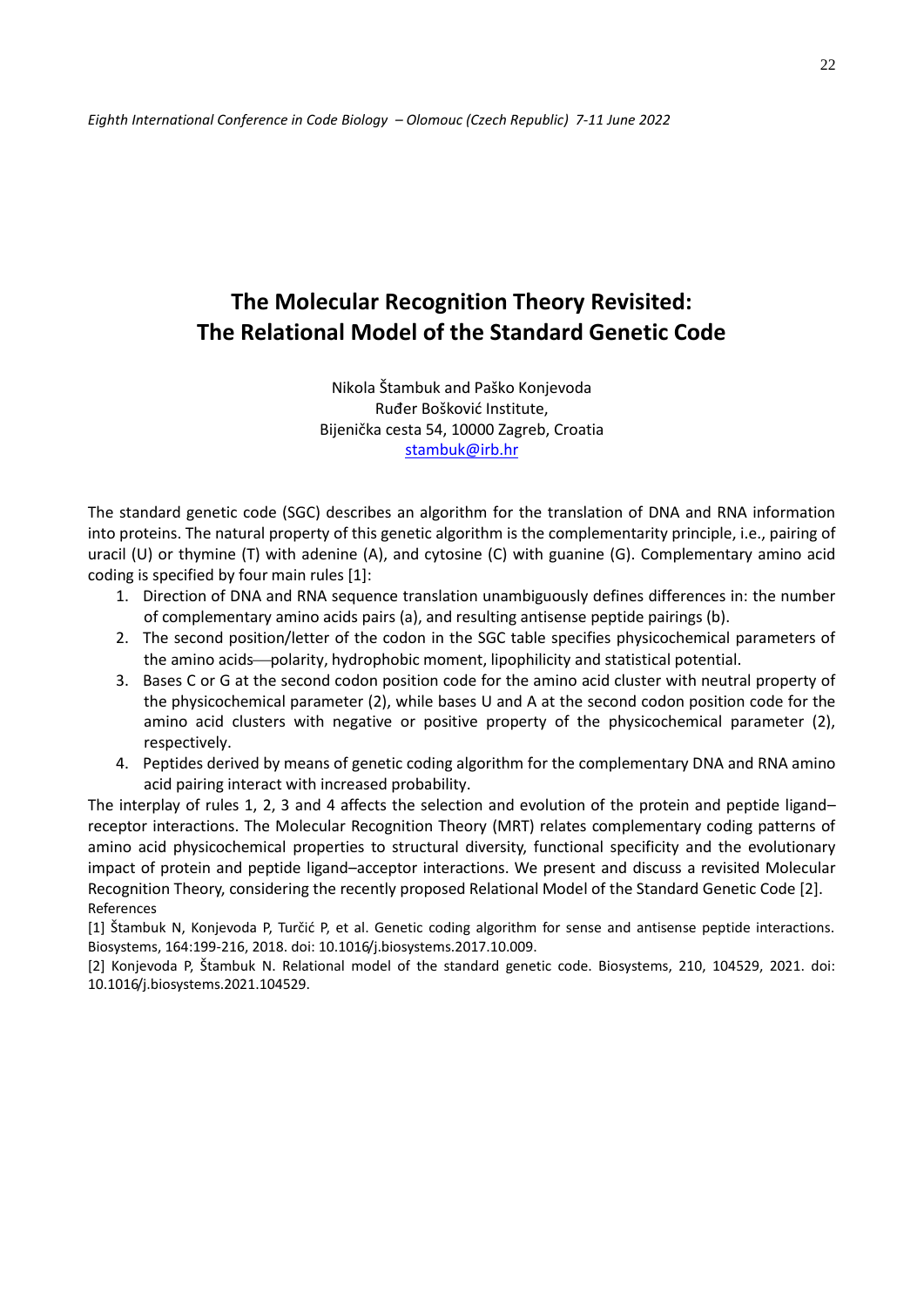# The Molecular Recognition Theory Revisited: The Relational Model of the Standard Genetic Code

Nikola Štambuk and Paško Konjevoda
Ruđer Bošković Institute,
Bijenička cesta 54, 10000 Zagreb, Croatia
stambuk@irb.hr

The standard genetic code (SGC) describes an algorithm for the translation of DNA and RNA information into proteins. The natural property of this genetic algorithm is the complementarity principle, i.e., pairing of uracil (U) or thymine (T) with adenine (A), and cytosine (C) with guanine (G). Complementary amino acid coding is specified by four main rules [1]:

1. Direction of DNA and RNA sequence translation unambiguously defines differences in: the number of complementary amino acids pairs (a), and resulting antisense peptide pairings (b).
2. The second position/letter of the codon in the SGC table specifies physicochemical parameters of the amino acids—polarity, hydrophobic moment, lipophilicity and statistical potential.
3. Bases C or G at the second codon position code for the amino acid cluster with neutral property of the physicochemical parameter (2), while bases U and A at the second codon position code for the amino acid clusters with negative or positive property of the physicochemical parameter (2), respectively.
4. Peptides derived by means of genetic coding algorithm for the complementary DNA and RNA amino acid pairing interact with increased probability.

The interplay of rules 1, 2, 3 and 4 affects the selection and evolution of the protein and peptide ligand–receptor interactions. The Molecular Recognition Theory (MRT) relates complementary coding patterns of amino acid physicochemical properties to structural diversity, functional specificity and the evolutionary impact of protein and peptide ligand–acceptor interactions. We present and discuss a revisited Molecular Recognition Theory, considering the recently proposed Relational Model of the Standard Genetic Code [2].

References

[1] Štambuk N, Konjevoda P, Turčić P, et al. Genetic coding algorithm for sense and antisense peptide interactions. Biosystems, 164:199-216, 2018. doi: 10.1016/j.biosystems.2017.10.009.

[2] Konjevoda P, Štambuk N. Relational model of the standard genetic code. Biosystems, 210, 104529, 2021. doi: 10.1016/j.biosystems.2021.104529.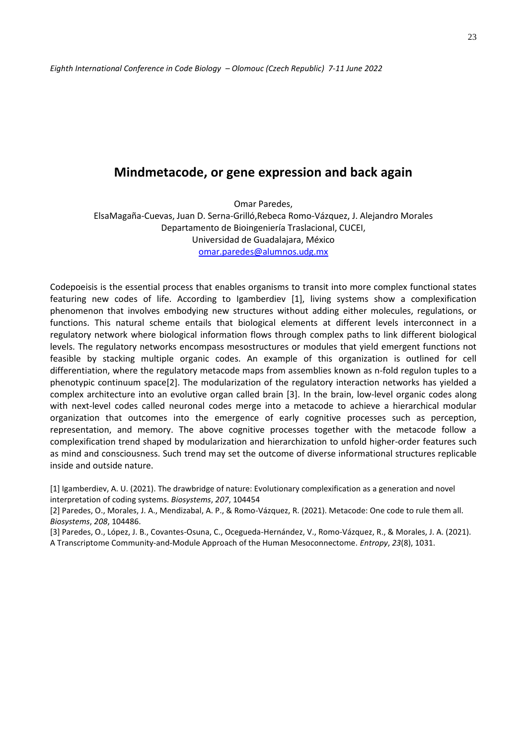# Mindmetacode, or gene expression and back again

Omar Paredes,
ElsaMagaña-Cuevas, Juan D. Serna-Grilló,Rebeca Romo-Vázquez, J. Alejandro Morales
Departamento de Bioingeniería Traslacional, CUCEI,
Universidad de Guadalajara, México
omar.paredes@alumnos.udg.mx

Codepoeisis is the essential process that enables organisms to transit into more complex functional states featuring new codes of life. According to Igamberdiev [1], living systems show a complexification phenomenon that involves embodying new structures without adding either molecules, regulations, or functions. This natural scheme entails that biological elements at different levels interconnect in a regulatory network where biological information flows through complex paths to link different biological levels. The regulatory networks encompass mesostructures or modules that yield emergent functions not feasible by stacking multiple organic codes. An example of this organization is outlined for cell differentiation, where the regulatory metacode maps from assemblies known as n-fold regulon tuples to a phenotypic continuum space[2]. The modularization of the regulatory interaction networks has yielded a complex architecture into an evolutive organ called brain [3]. In the brain, low-level organic codes along with next-level codes called neuronal codes merge into a metacode to achieve a hierarchical modular organization that outcomes into the emergence of early cognitive processes such as perception, representation, and memory. The above cognitive processes together with the metacode follow a complexification trend shaped by modularization and hierarchization to unfold higher-order features such as mind and consciousness. Such trend may set the outcome of diverse informational structures replicable inside and outside nature.

[1] Igamberdiev, A. U. (2021). The drawbridge of nature: Evolutionary complexification as a generation and novel interpretation of coding systems. *Biosystems*, *207*, 104454

[2] Paredes, O., Morales, J. A., Mendizabal, A. P., & Romo-Vázquez, R. (2021). Metacode: One code to rule them all. *Biosystems*, *208*, 104486.

[3] Paredes, O., López, J. B., Covantes-Osuna, C., Ocegueda-Hernández, V., Romo-Vázquez, R., & Morales, J. A. (2021). A Transcriptome Community-and-Module Approach of the Human Mesoconnectome. *Entropy*, *23*(8), 1031.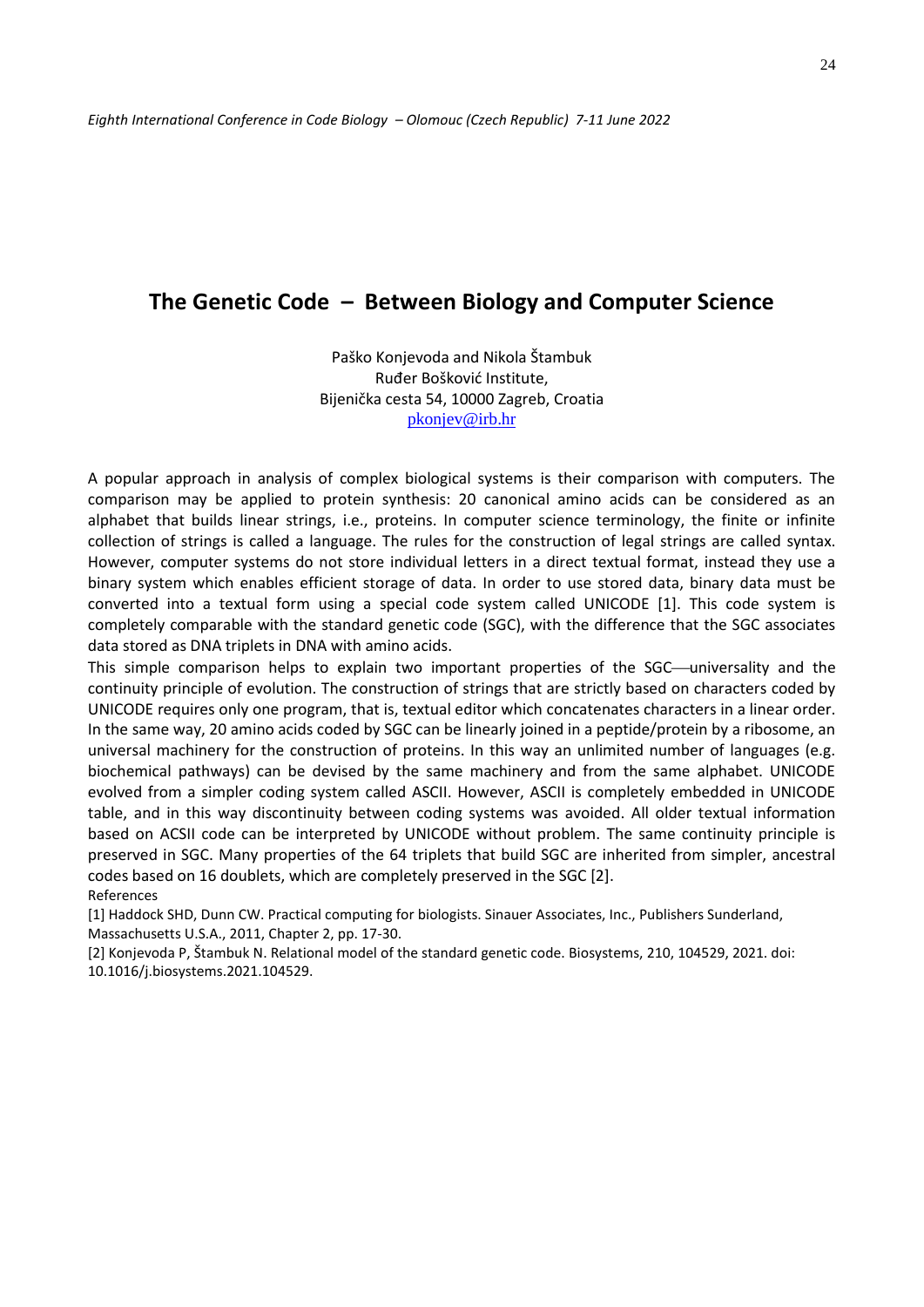# The Genetic Code – Between Biology and Computer Science

Paško Konjevoda and Nikola Štambuk
Ruđer Bošković Institute,
Bijenička cesta 54, 10000 Zagreb, Croatia
pkonjev@irb.hr

A popular approach in analysis of complex biological systems is their comparison with computers. The comparison may be applied to protein synthesis: 20 canonical amino acids can be considered as an alphabet that builds linear strings, i.e., proteins. In computer science terminology, the finite or infinite collection of strings is called a language. The rules for the construction of legal strings are called syntax. However, computer systems do not store individual letters in a direct textual format, instead they use a binary system which enables efficient storage of data. In order to use stored data, binary data must be converted into a textual form using a special code system called UNICODE [1]. This code system is completely comparable with the standard genetic code (SGC), with the difference that the SGC associates data stored as DNA triplets in DNA with amino acids.

This simple comparison helps to explain two important properties of the SGC—universality and the continuity principle of evolution. The construction of strings that are strictly based on characters coded by UNICODE requires only one program, that is, textual editor which concatenates characters in a linear order. In the same way, 20 amino acids coded by SGC can be linearly joined in a peptide/protein by a ribosome, an universal machinery for the construction of proteins. In this way an unlimited number of languages (e.g. biochemical pathways) can be devised by the same machinery and from the same alphabet. UNICODE evolved from a simpler coding system called ASCII. However, ASCII is completely embedded in UNICODE table, and in this way discontinuity between coding systems was avoided. All older textual information based on ACSII code can be interpreted by UNICODE without problem. The same continuity principle is preserved in SGC. Many properties of the 64 triplets that build SGC are inherited from simpler, ancestral codes based on 16 doublets, which are completely preserved in the SGC [2].

References

[1] Haddock SHD, Dunn CW. Practical computing for biologists. Sinauer Associates, Inc., Publishers Sunderland, Massachusetts U.S.A., 2011, Chapter 2, pp. 17-30.

[2] Konjevoda P, Štambuk N. Relational model of the standard genetic code. Biosystems, 210, 104529, 2021. doi: 10.1016/j.biosystems.2021.104529.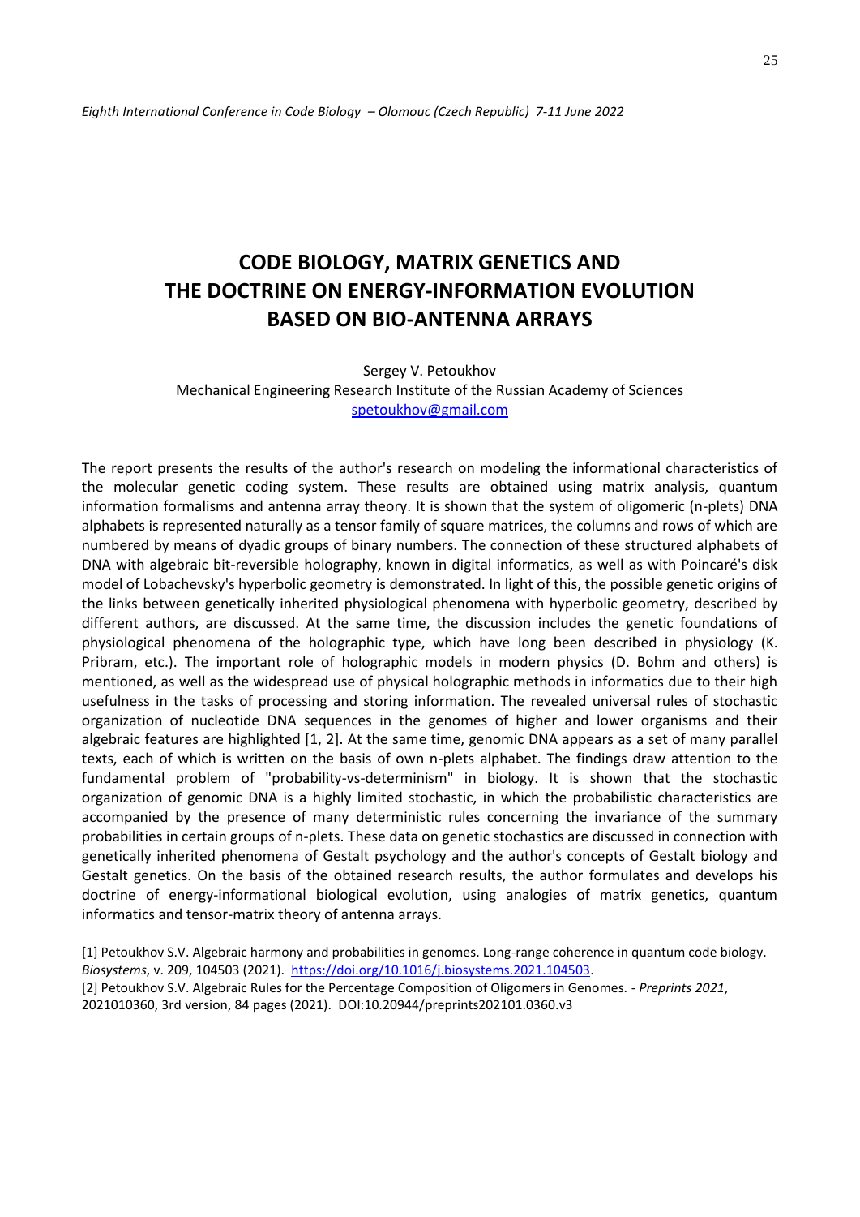# CODE BIOLOGY, MATRIX GENETICS AND THE DOCTRINE ON ENERGY-INFORMATION EVOLUTION BASED ON BIO-ANTENNA ARRAYS

Sergey V. Petoukhov
Mechanical Engineering Research Institute of the Russian Academy of Sciences
spetoukhov@gmail.com

The report presents the results of the author's research on modeling the informational characteristics of the molecular genetic coding system. These results are obtained using matrix analysis, quantum information formalisms and antenna array theory. It is shown that the system of oligomeric (n-plets) DNA alphabets is represented naturally as a tensor family of square matrices, the columns and rows of which are numbered by means of dyadic groups of binary numbers. The connection of these structured alphabets of DNA with algebraic bit-reversible holography, known in digital informatics, as well as with Poincaré's disk model of Lobachevsky's hyperbolic geometry is demonstrated. In light of this, the possible genetic origins of the links between genetically inherited physiological phenomena with hyperbolic geometry, described by different authors, are discussed. At the same time, the discussion includes the genetic foundations of physiological phenomena of the holographic type, which have long been described in physiology (K. Pribram, etc.). The important role of holographic models in modern physics (D. Bohm and others) is mentioned, as well as the widespread use of physical holographic methods in informatics due to their high usefulness in the tasks of processing and storing information. The revealed universal rules of stochastic organization of nucleotide DNA sequences in the genomes of higher and lower organisms and their algebraic features are highlighted [1, 2]. At the same time, genomic DNA appears as a set of many parallel texts, each of which is written on the basis of own n-plets alphabet. The findings draw attention to the fundamental problem of "probability-vs-determinism" in biology. It is shown that the stochastic organization of genomic DNA is a highly limited stochastic, in which the probabilistic characteristics are accompanied by the presence of many deterministic rules concerning the invariance of the summary probabilities in certain groups of n-plets. These data on genetic stochastics are discussed in connection with genetically inherited phenomena of Gestalt psychology and the author's concepts of Gestalt biology and Gestalt genetics. On the basis of the obtained research results, the author formulates and develops his doctrine of energy-informational biological evolution, using analogies of matrix genetics, quantum informatics and tensor-matrix theory of antenna arrays.

[1] Petoukhov S.V. Algebraic harmony and probabilities in genomes. Long-range coherence in quantum code biology. *Biosystems*, v. 209, 104503 (2021). https://doi.org/10.1016/j.biosystems.2021.104503.

[2] Petoukhov S.V. Algebraic Rules for the Percentage Composition of Oligomers in Genomes. - *Preprints 2021*, 2021010360, 3rd version, 84 pages (2021). DOI:10.20944/preprints202101.0360.v3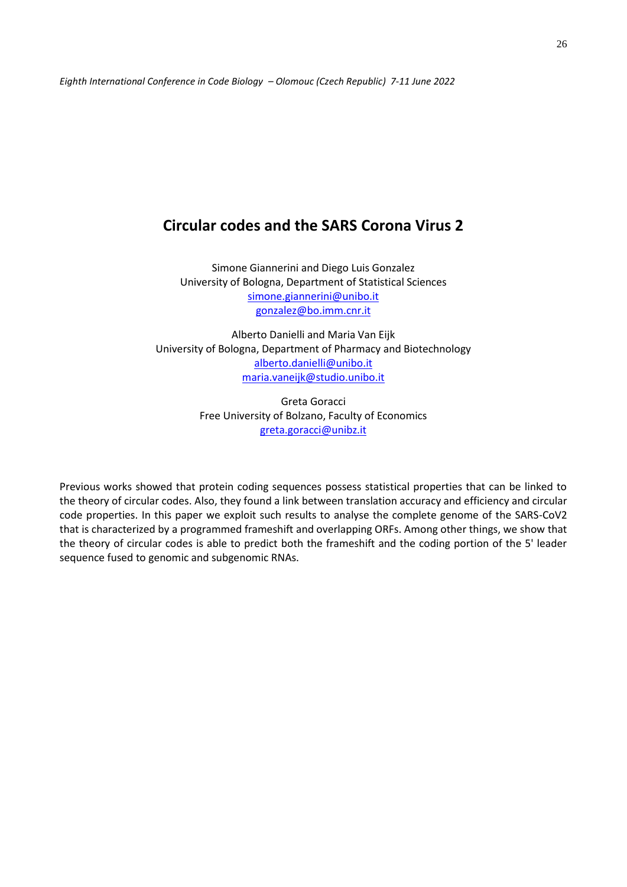# Circular codes and the SARS Corona Virus 2

Simone Giannerini and Diego Luis Gonzalez
University of Bologna, Department of Statistical Sciences
simone.giannerini@unibo.it
gonzalez@bo.imm.cnr.it

Alberto Danielli and Maria Van Eijk
University of Bologna, Department of Pharmacy and Biotechnology
alberto.danielli@unibo.it
maria.vaneijk@studio.unibo.it

Greta Goracci
Free University of Bolzano, Faculty of Economics
greta.goracci@unibz.it

Previous works showed that protein coding sequences possess statistical properties that can be linked to the theory of circular codes. Also, they found a link between translation accuracy and efficiency and circular code properties. In this paper we exploit such results to analyse the complete genome of the SARS-CoV2 that is characterized by a programmed frameshift and overlapping ORFs. Among other things, we show that the theory of circular codes is able to predict both the frameshift and the coding portion of the 5' leader sequence fused to genomic and subgenomic RNAs.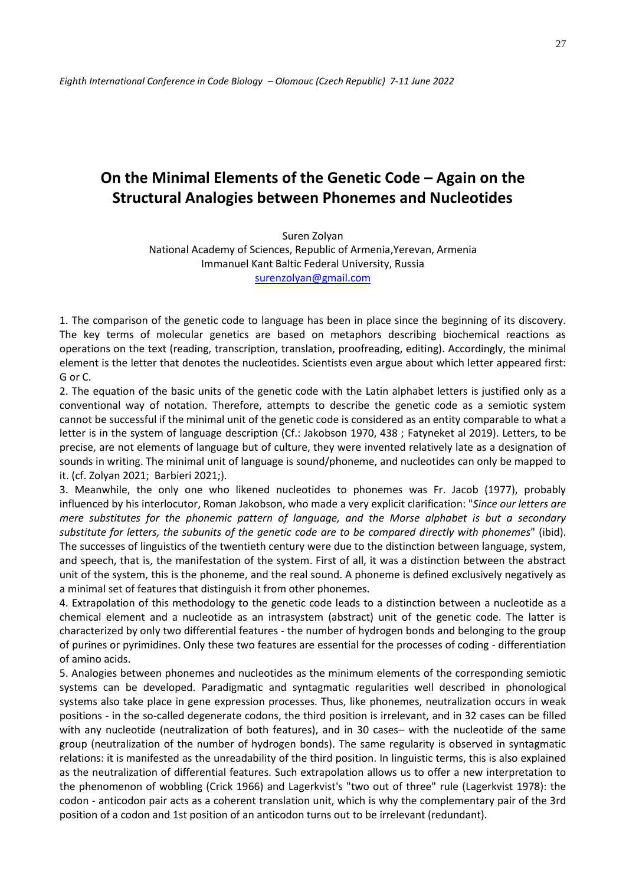# On the Minimal Elements of the Genetic Code – Again on the Structural Analogies between Phonemes and Nucleotides

Suren Zolyan  
National Academy of Sciences, Republic of Armenia,Yerevan, Armenia  
Immanuel Kant Baltic Federal University, Russia  
surenzolyan@gmail.com

1. The comparison of the genetic code to language has been in place since the beginning of its discovery. The key terms of molecular genetics are based on metaphors describing biochemical reactions as operations on the text (reading, transcription, translation, proofreading, editing). Accordingly, the minimal element is the letter that denotes the nucleotides. Scientists even argue about which letter appeared first: G or C.

2. The equation of the basic units of the genetic code with the Latin alphabet letters is justified only as a conventional way of notation. Therefore, attempts to describe the genetic code as a semiotic system cannot be successful if the minimal unit of the genetic code is considered as an entity comparable to what a letter is in the system of language description (Cf.: Jakobson 1970, 438 ; Fatyneket al 2019). Letters, to be precise, are not elements of language but of culture, they were invented relatively late as a designation of sounds in writing. The minimal unit of language is sound/phoneme, and nucleotides can only be mapped to it. (cf. Zolyan 2021; Barbieri 2021;).

3. Meanwhile, the only one who likened nucleotides to phonemes was Fr. Jacob (1977), probably influenced by his interlocutor, Roman Jakobson, who made a very explicit clarification: "*Since our letters are mere substitutes for the phonemic pattern of language, and the Morse alphabet is but a secondary substitute for letters, the subunits of the genetic code are to be compared directly with phonemes*" (ibid). The successes of linguistics of the twentieth century were due to the distinction between language, system, and speech, that is, the manifestation of the system. First of all, it was a distinction between the abstract unit of the system, this is the phoneme, and the real sound. A phoneme is defined exclusively negatively as a minimal set of features that distinguish it from other phonemes.

4. Extrapolation of this methodology to the genetic code leads to a distinction between a nucleotide as a chemical element and a nucleotide as an intrasystem (abstract) unit of the genetic code. The latter is characterized by only two differential features - the number of hydrogen bonds and belonging to the group of purines or pyrimidines. Only these two features are essential for the processes of coding - differentiation of amino acids.

5. Analogies between phonemes and nucleotides as the minimum elements of the corresponding semiotic systems can be developed. Paradigmatic and syntagmatic regularities well described in phonological systems also take place in gene expression processes. Thus, like phonemes, neutralization occurs in weak positions - in the so-called degenerate codons, the third position is irrelevant, and in 32 cases can be filled with any nucleotide (neutralization of both features), and in 30 cases– with the nucleotide of the same group (neutralization of the number of hydrogen bonds). The same regularity is observed in syntagmatic relations: it is manifested as the unreadability of the third position. In linguistic terms, this is also explained as the neutralization of differential features. Such extrapolation allows us to offer a new interpretation to the phenomenon of wobbling (Crick 1966) and Lagerkvist's "two out of three" rule (Lagerkvist 1978): the codon - anticodon pair acts as a coherent translation unit, which is why the complementary pair of the 3rd position of a codon and 1st position of an anticodon turns out to be irrelevant (redundant).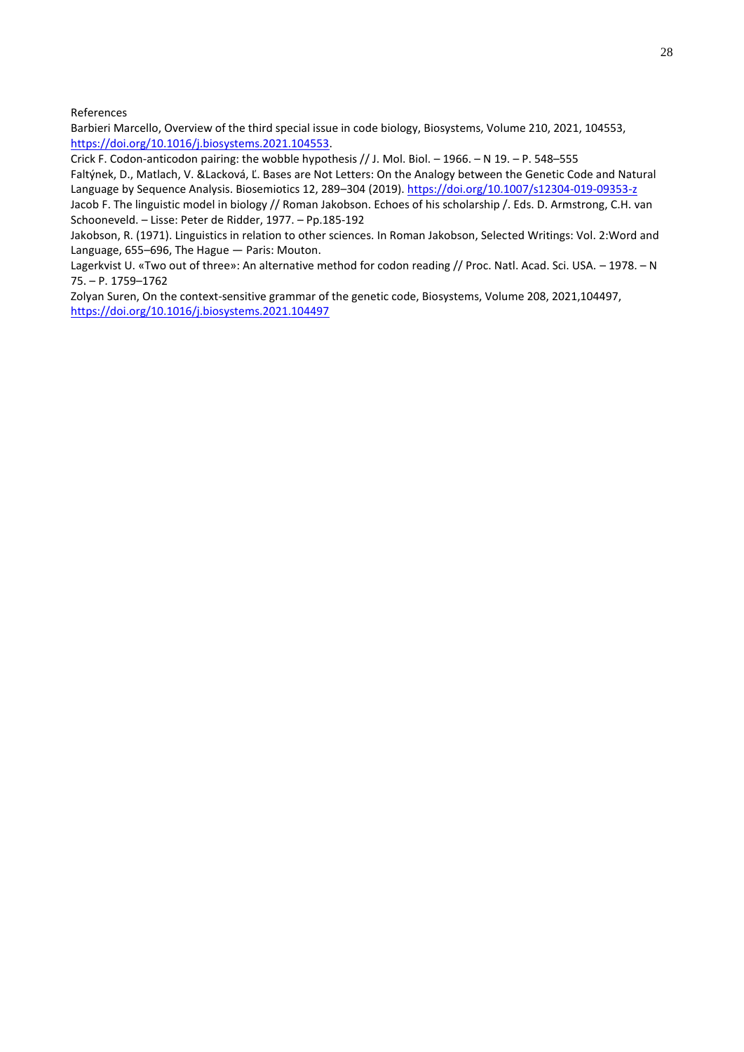References

Barbieri Marcello, Overview of the third special issue in code biology, Biosystems, Volume 210, 2021, 104553, https://doi.org/10.1016/j.biosystems.2021.104553.

Crick F. Codon-anticodon pairing: the wobble hypothesis // J. Mol. Biol. – 1966. – N 19. – P. 548–555

Faltýnek, D., Matlach, V. &Lacková, Ľ. Bases are Not Letters: On the Analogy between the Genetic Code and Natural Language by Sequence Analysis. Biosemiotics 12, 289–304 (2019). https://doi.org/10.1007/s12304-019-09353-z

Jacob F. The linguistic model in biology // Roman Jakobson. Echoes of his scholarship /. Eds. D. Armstrong, C.H. van Schooneveld. – Lisse: Peter de Ridder, 1977. – Pp.185-192

Jakobson, R. (1971). Linguistics in relation to other sciences. In Roman Jakobson, Selected Writings: Vol. 2:Word and Language, 655–696, The Hague — Paris: Mouton.

Lagerkvist U. «Two out of three»: An alternative method for codon reading // Proc. Natl. Acad. Sci. USA. – 1978. – N 75. – P. 1759–1762

Zolyan Suren, On the context-sensitive grammar of the genetic code, Biosystems, Volume 208, 2021,104497, https://doi.org/10.1016/j.biosystems.2021.104497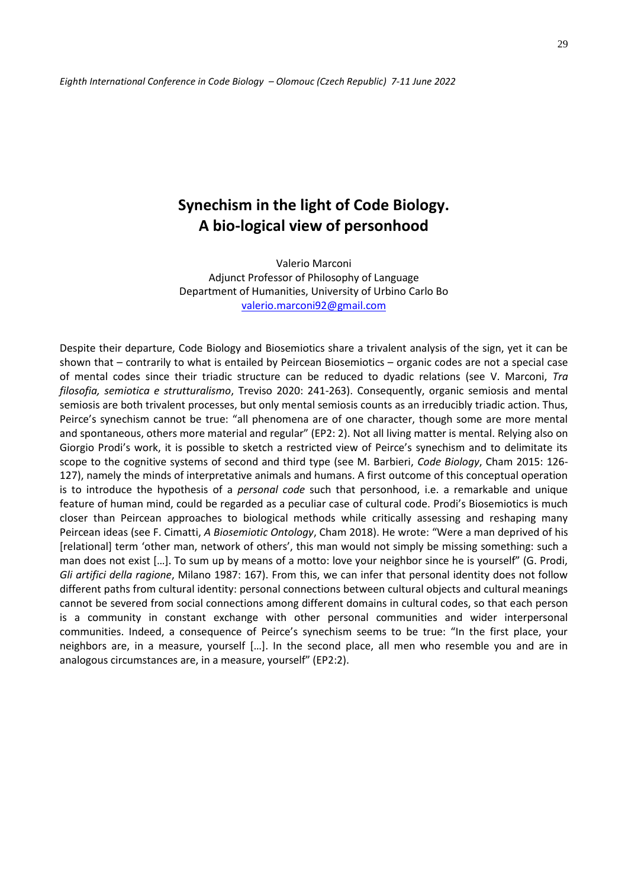# Synechism in the light of Code Biology. A bio-logical view of personhood

Valerio Marconi
Adjunct Professor of Philosophy of Language
Department of Humanities, University of Urbino Carlo Bo
valerio.marconi92@gmail.com

Despite their departure, Code Biology and Biosemiotics share a trivalent analysis of the sign, yet it can be shown that – contrarily to what is entailed by Peircean Biosemiotics – organic codes are not a special case of mental codes since their triadic structure can be reduced to dyadic relations (see V. Marconi, *Tra filosofia, semiotica e strutturalismo*, Treviso 2020: 241-263). Consequently, organic semiosis and mental semiosis are both trivalent processes, but only mental semiosis counts as an irreducibly triadic action. Thus, Peirce's synechism cannot be true: "all phenomena are of one character, though some are more mental and spontaneous, others more material and regular" (EP2: 2). Not all living matter is mental. Relying also on Giorgio Prodi's work, it is possible to sketch a restricted view of Peirce's synechism and to delimitate its scope to the cognitive systems of second and third type (see M. Barbieri, *Code Biology*, Cham 2015: 126-127), namely the minds of interpretative animals and humans. A first outcome of this conceptual operation is to introduce the hypothesis of a *personal code* such that personhood, i.e. a remarkable and unique feature of human mind, could be regarded as a peculiar case of cultural code. Prodi's Biosemiotics is much closer than Peircean approaches to biological methods while critically assessing and reshaping many Peircean ideas (see F. Cimatti, *A Biosemiotic Ontology*, Cham 2018). He wrote: "Were a man deprived of his [relational] term 'other man, network of others', this man would not simply be missing something: such a man does not exist […]. To sum up by means of a motto: love your neighbor since he is yourself" (G. Prodi, *Gli artifici della ragione*, Milano 1987: 167). From this, we can infer that personal identity does not follow different paths from cultural identity: personal connections between cultural objects and cultural meanings cannot be severed from social connections among different domains in cultural codes, so that each person is a community in constant exchange with other personal communities and wider interpersonal communities. Indeed, a consequence of Peirce's synechism seems to be true: "In the first place, your neighbors are, in a measure, yourself […]. In the second place, all men who resemble you and are in analogous circumstances are, in a measure, yourself" (EP2:2).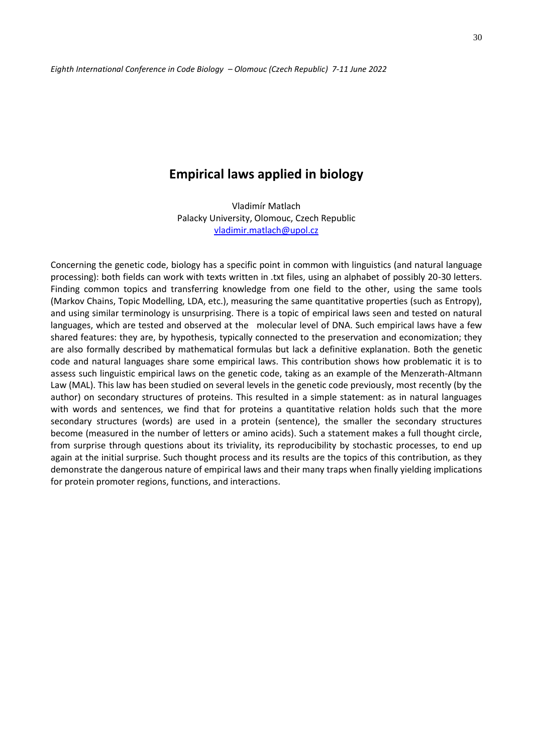# Empirical laws applied in biology

Vladimír Matlach
Palacky University, Olomouc, Czech Republic
vladimir.matlach@upol.cz

Concerning the genetic code, biology has a specific point in common with linguistics (and natural language processing): both fields can work with texts written in .txt files, using an alphabet of possibly 20-30 letters. Finding common topics and transferring knowledge from one field to the other, using the same tools (Markov Chains, Topic Modelling, LDA, etc.), measuring the same quantitative properties (such as Entropy), and using similar terminology is unsurprising. There is a topic of empirical laws seen and tested on natural languages, which are tested and observed at the molecular level of DNA. Such empirical laws have a few shared features: they are, by hypothesis, typically connected to the preservation and economization; they are also formally described by mathematical formulas but lack a definitive explanation. Both the genetic code and natural languages share some empirical laws. This contribution shows how problematic it is to assess such linguistic empirical laws on the genetic code, taking as an example of the Menzerath-Altmann Law (MAL). This law has been studied on several levels in the genetic code previously, most recently (by the author) on secondary structures of proteins. This resulted in a simple statement: as in natural languages with words and sentences, we find that for proteins a quantitative relation holds such that the more secondary structures (words) are used in a protein (sentence), the smaller the secondary structures become (measured in the number of letters or amino acids). Such a statement makes a full thought circle, from surprise through questions about its triviality, its reproducibility by stochastic processes, to end up again at the initial surprise. Such thought process and its results are the topics of this contribution, as they demonstrate the dangerous nature of empirical laws and their many traps when finally yielding implications for protein promoter regions, functions, and interactions.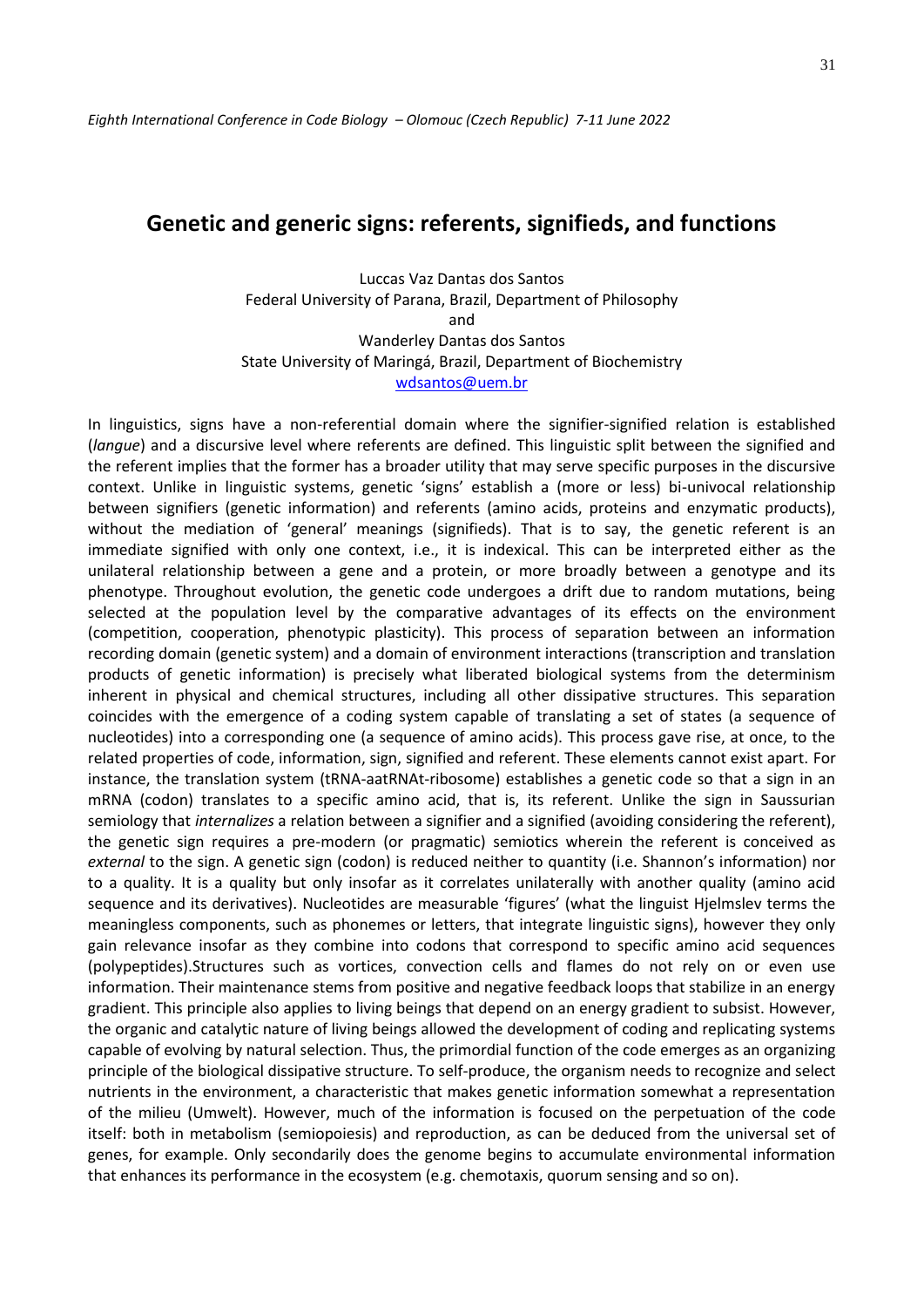# Genetic and generic signs: referents, signifieds, and functions

Luccas Vaz Dantas dos Santos
Federal University of Parana, Brazil, Department of Philosophy
and
Wanderley Dantas dos Santos
State University of Maringá, Brazil, Department of Biochemistry
wdsantos@uem.br

In linguistics, signs have a non-referential domain where the signifier-signified relation is established (*langue*) and a discursive level where referents are defined. This linguistic split between the signified and the referent implies that the former has a broader utility that may serve specific purposes in the discursive context. Unlike in linguistic systems, genetic 'signs' establish a (more or less) bi-univocal relationship between signifiers (genetic information) and referents (amino acids, proteins and enzymatic products), without the mediation of 'general' meanings (signifieds). That is to say, the genetic referent is an immediate signified with only one context, i.e., it is indexical. This can be interpreted either as the unilateral relationship between a gene and a protein, or more broadly between a genotype and its phenotype. Throughout evolution, the genetic code undergoes a drift due to random mutations, being selected at the population level by the comparative advantages of its effects on the environment (competition, cooperation, phenotypic plasticity). This process of separation between an information recording domain (genetic system) and a domain of environment interactions (transcription and translation products of genetic information) is precisely what liberated biological systems from the determinism inherent in physical and chemical structures, including all other dissipative structures. This separation coincides with the emergence of a coding system capable of translating a set of states (a sequence of nucleotides) into a corresponding one (a sequence of amino acids). This process gave rise, at once, to the related properties of code, information, sign, signified and referent. These elements cannot exist apart. For instance, the translation system (tRNA-aatRNAt-ribosome) establishes a genetic code so that a sign in an mRNA (codon) translates to a specific amino acid, that is, its referent. Unlike the sign in Saussurian semiology that *internalizes* a relation between a signifier and a signified (avoiding considering the referent), the genetic sign requires a pre-modern (or pragmatic) semiotics wherein the referent is conceived as *external* to the sign. A genetic sign (codon) is reduced neither to quantity (i.e. Shannon's information) nor to a quality. It is a quality but only insofar as it correlates unilaterally with another quality (amino acid sequence and its derivatives). Nucleotides are measurable 'figures' (what the linguist Hjelmslev terms the meaningless components, such as phonemes or letters, that integrate linguistic signs), however they only gain relevance insofar as they combine into codons that correspond to specific amino acid sequences (polypeptides).Structures such as vortices, convection cells and flames do not rely on or even use information. Their maintenance stems from positive and negative feedback loops that stabilize in an energy gradient. This principle also applies to living beings that depend on an energy gradient to subsist. However, the organic and catalytic nature of living beings allowed the development of coding and replicating systems capable of evolving by natural selection. Thus, the primordial function of the code emerges as an organizing principle of the biological dissipative structure. To self-produce, the organism needs to recognize and select nutrients in the environment, a characteristic that makes genetic information somewhat a representation of the milieu (Umwelt). However, much of the information is focused on the perpetuation of the code itself: both in metabolism (semiopoiesis) and reproduction, as can be deduced from the universal set of genes, for example. Only secondarily does the genome begins to accumulate environmental information that enhances its performance in the ecosystem (e.g. chemotaxis, quorum sensing and so on).